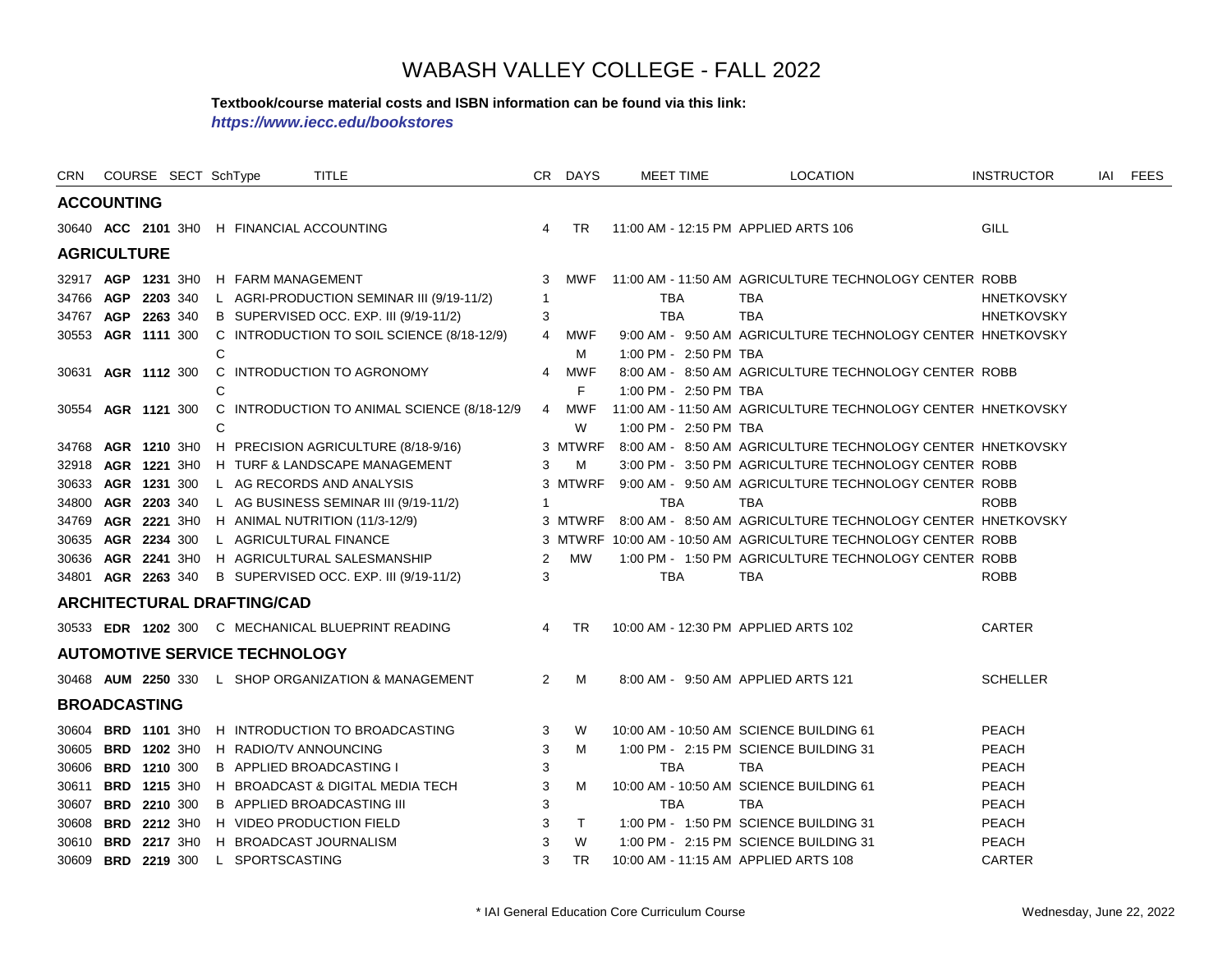# WABASH VALLEY COLLEGE - FALL 2022

**Textbook/course material costs and ISBN information can be found via this link:**
***https://www.iecc.edu/bookstores***

| CRN | COURSE | SECT | SchType | TITLE | CR | DAYS | MEET TIME | LOCATION | INSTRUCTOR | IAI | FEES |
|---|---|---|---|---|---|---|---|---|---|---|---|
| **ACCOUNTING** | | | | | | | | | | | |
| 30640 | **ACC 2101** | 3H0 | H | FINANCIAL ACCOUNTING | 4 | TR | 11:00 AM - 12:15 PM | APPLIED ARTS 106 | GILL | | |
| **AGRICULTURE** | | | | | | | | | | | |
| 32917 | **AGP 1231** | 3H0 | H | FARM MANAGEMENT | 3 | MWF | 11:00 AM - 11:50 AM | AGRICULTURE TECHNOLOGY CENTER | ROBB | | |
| 34766 | **AGP 2203** | 340 | L | AGRI-PRODUCTION SEMINAR III (9/19-11/2) | 1 | | TBA | TBA | HNETKOVSKY | | |
| 34767 | **AGP 2263** | 340 | B | SUPERVISED OCC. EXP. III (9/19-11/2) | 3 | | TBA | TBA | HNETKOVSKY | | |
| 30553 | **AGR 1111** | 300 | C | INTRODUCTION TO SOIL SCIENCE (8/18-12/9) | 4 | MWF | 9:00 AM - 9:50 AM | AGRICULTURE TECHNOLOGY CENTER | HNETKOVSKY | | |
| | | | C | | | M | 1:00 PM - 2:50 PM | TBA | | | |
| 30631 | **AGR 1112** | 300 | C | INTRODUCTION TO AGRONOMY | 4 | MWF | 8:00 AM - 8:50 AM | AGRICULTURE TECHNOLOGY CENTER | ROBB | | |
| | | | C | | | F | 1:00 PM - 2:50 PM | TBA | | | |
| 30554 | **AGR 1121** | 300 | C | INTRODUCTION TO ANIMAL SCIENCE (8/18-12/9 | 4 | MWF | 11:00 AM - 11:50 AM | AGRICULTURE TECHNOLOGY CENTER | HNETKOVSKY | | |
| | | | C | | | W | 1:00 PM - 2:50 PM | TBA | | | |
| 34768 | **AGR 1210** | 3H0 | H | PRECISION AGRICULTURE (8/18-9/16) | 3 | MTWRF | 8:00 AM - 8:50 AM | AGRICULTURE TECHNOLOGY CENTER | HNETKOVSKY | | |
| 32918 | **AGR 1221** | 3H0 | H | TURF & LANDSCAPE MANAGEMENT | 3 | M | 3:00 PM - 3:50 PM | AGRICULTURE TECHNOLOGY CENTER | ROBB | | |
| 30633 | **AGR 1231** | 300 | L | AG RECORDS AND ANALYSIS | 3 | MTWRF | 9:00 AM - 9:50 AM | AGRICULTURE TECHNOLOGY CENTER | ROBB | | |
| 34800 | **AGR 2203** | 340 | L | AG BUSINESS SEMINAR III (9/19-11/2) | 1 | | TBA | TBA | ROBB | | |
| 34769 | **AGR 2221** | 3H0 | H | ANIMAL NUTRITION (11/3-12/9) | 3 | MTWRF | 8:00 AM - 8:50 AM | AGRICULTURE TECHNOLOGY CENTER | HNETKOVSKY | | |
| 30635 | **AGR 2234** | 300 | L | AGRICULTURAL FINANCE | 3 | MTWRF | 10:00 AM - 10:50 AM | AGRICULTURE TECHNOLOGY CENTER | ROBB | | |
| 30636 | **AGR 2241** | 3H0 | H | AGRICULTURAL SALESMANSHIP | 2 | MW | 1:00 PM - 1:50 PM | AGRICULTURE TECHNOLOGY CENTER | ROBB | | |
| 34801 | **AGR 2263** | 340 | B | SUPERVISED OCC. EXP. III (9/19-11/2) | 3 | | TBA | TBA | ROBB | | |
| **ARCHITECTURAL DRAFTING/CAD** | | | | | | | | | | | |
| 30533 | **EDR 1202** | 300 | C | MECHANICAL BLUEPRINT READING | 4 | TR | 10:00 AM - 12:30 PM | APPLIED ARTS 102 | CARTER | | |
| **AUTOMOTIVE SERVICE TECHNOLOGY** | | | | | | | | | | | |
| 30468 | **AUM 2250** | 330 | L | SHOP ORGANIZATION & MANAGEMENT | 2 | M | 8:00 AM - 9:50 AM | APPLIED ARTS 121 | SCHELLER | | |
| **BROADCASTING** | | | | | | | | | | | |
| 30604 | **BRD 1101** | 3H0 | H | INTRODUCTION TO BROADCASTING | 3 | W | 10:00 AM - 10:50 AM | SCIENCE BUILDING 61 | PEACH | | |
| 30605 | **BRD 1202** | 3H0 | H | RADIO/TV ANNOUNCING | 3 | M | 1:00 PM - 2:15 PM | SCIENCE BUILDING 31 | PEACH | | |
| 30606 | **BRD 1210** | 300 | B | APPLIED BROADCASTING I | 3 | | TBA | TBA | PEACH | | |
| 30611 | **BRD 1215** | 3H0 | H | BROADCAST & DIGITAL MEDIA TECH | 3 | M | 10:00 AM - 10:50 AM | SCIENCE BUILDING 61 | PEACH | | |
| 30607 | **BRD 2210** | 300 | B | APPLIED BROADCASTING III | 3 | | TBA | TBA | PEACH | | |
| 30608 | **BRD 2212** | 3H0 | H | VIDEO PRODUCTION FIELD | 3 | T | 1:00 PM - 1:50 PM | SCIENCE BUILDING 31 | PEACH | | |
| 30610 | **BRD 2217** | 3H0 | H | BROADCAST JOURNALISM | 3 | W | 1:00 PM - 2:15 PM | SCIENCE BUILDING 31 | PEACH | | |
| 30609 | **BRD 2219** | 300 | L | SPORTSCASTING | 3 | TR | 10:00 AM - 11:15 AM | APPLIED ARTS 108 | CARTER | | |

\* IAI General Education Core Curriculum Course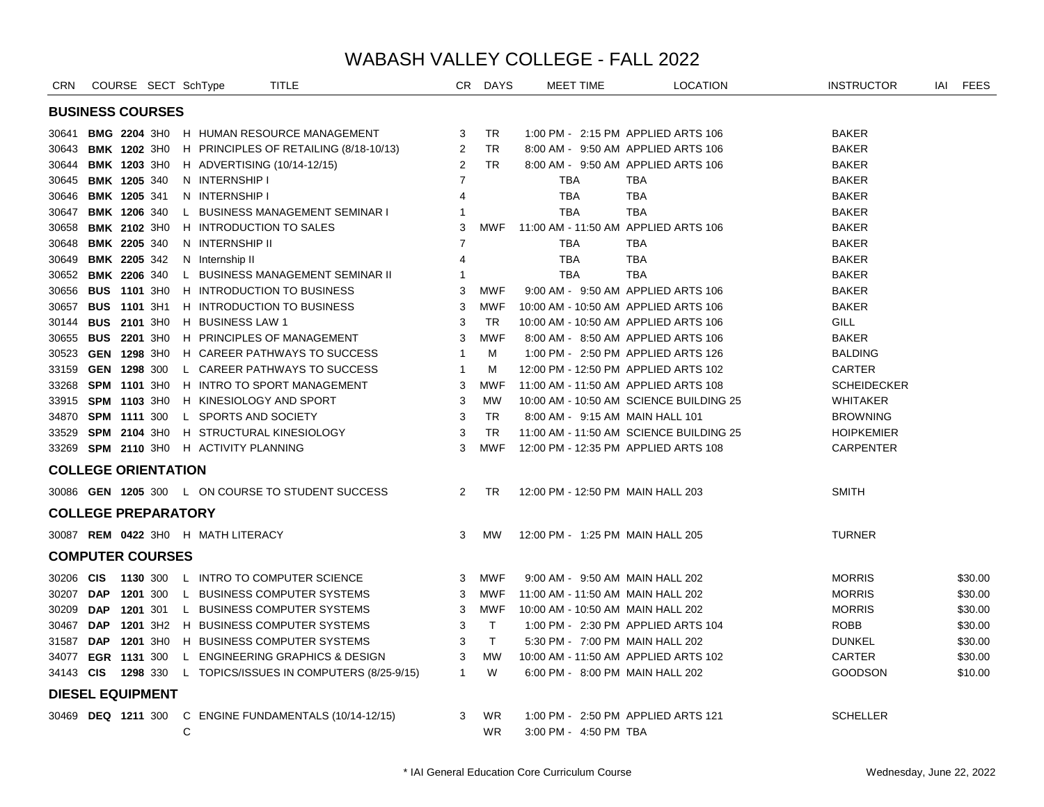# WABASH VALLEY COLLEGE - FALL 2022

| CRN | COURSE | SECT | SchType | TITLE | CR | DAYS | MEET TIME | LOCATION | INSTRUCTOR | IAI | FEES |
|---|---|---|---|---|---|---|---|---|---|---|---|
| **BUSINESS COURSES** | | | | | | | | | | | |
| 30641 | **BMG 2204** | 3H0 | H | HUMAN RESOURCE MANAGEMENT | 3 | TR | 1:00 PM - 2:15 PM | APPLIED ARTS 106 | BAKER | | |
| 30643 | **BMK 1202** | 3H0 | H | PRINCIPLES OF RETAILING (8/18-10/13) | 2 | TR | 8:00 AM - 9:50 AM | APPLIED ARTS 106 | BAKER | | |
| 30644 | **BMK 1203** | 3H0 | H | ADVERTISING (10/14-12/15) | 2 | TR | 8:00 AM - 9:50 AM | APPLIED ARTS 106 | BAKER | | |
| 30645 | **BMK 1205** | 340 | N | INTERNSHIP I | 7 | | TBA | TBA | BAKER | | |
| 30646 | **BMK 1205** | 341 | N | INTERNSHIP I | 4 | | TBA | TBA | BAKER | | |
| 30647 | **BMK 1206** | 340 | L | BUSINESS MANAGEMENT SEMINAR I | 1 | | TBA | TBA | BAKER | | |
| 30658 | **BMK 2102** | 3H0 | H | INTRODUCTION TO SALES | 3 | MWF | 11:00 AM - 11:50 AM | APPLIED ARTS 106 | BAKER | | |
| 30648 | **BMK 2205** | 340 | N | INTERNSHIP II | 7 | | TBA | TBA | BAKER | | |
| 30649 | **BMK 2205** | 342 | N | Internship II | 4 | | TBA | TBA | BAKER | | |
| 30652 | **BMK 2206** | 340 | L | BUSINESS MANAGEMENT SEMINAR II | 1 | | TBA | TBA | BAKER | | |
| 30656 | **BUS 1101** | 3H0 | H | INTRODUCTION TO BUSINESS | 3 | MWF | 9:00 AM - 9:50 AM | APPLIED ARTS 106 | BAKER | | |
| 30657 | **BUS 1101** | 3H1 | H | INTRODUCTION TO BUSINESS | 3 | MWF | 10:00 AM - 10:50 AM | APPLIED ARTS 106 | BAKER | | |
| 30144 | **BUS 2101** | 3H0 | H | BUSINESS LAW 1 | 3 | TR | 10:00 AM - 10:50 AM | APPLIED ARTS 106 | GILL | | |
| 30655 | **BUS 2201** | 3H0 | H | PRINCIPLES OF MANAGEMENT | 3 | MWF | 8:00 AM - 8:50 AM | APPLIED ARTS 106 | BAKER | | |
| 30523 | **GEN 1298** | 3H0 | H | CAREER PATHWAYS TO SUCCESS | 1 | M | 1:00 PM - 2:50 PM | APPLIED ARTS 126 | BALDING | | |
| 33159 | **GEN 1298** | 300 | L | CAREER PATHWAYS TO SUCCESS | 1 | M | 12:00 PM - 12:50 PM | APPLIED ARTS 102 | CARTER | | |
| 33268 | **SPM 1101** | 3H0 | H | INTRO TO SPORT MANAGEMENT | 3 | MWF | 11:00 AM - 11:50 AM | APPLIED ARTS 108 | SCHEIDECKER | | |
| 33915 | **SPM 1103** | 3H0 | H | KINESIOLOGY AND SPORT | 3 | MW | 10:00 AM - 10:50 AM | SCIENCE BUILDING 25 | WHITAKER | | |
| 34870 | **SPM 1111** | 300 | L | SPORTS AND SOCIETY | 3 | TR | 8:00 AM - 9:15 AM | MAIN HALL 101 | BROWNING | | |
| 33529 | **SPM 2104** | 3H0 | H | STRUCTURAL KINESIOLOGY | 3 | TR | 11:00 AM - 11:50 AM | SCIENCE BUILDING 25 | HOIPKEMIER | | |
| 33269 | **SPM 2110** | 3H0 | H | ACTIVITY PLANNING | 3 | MWF | 12:00 PM - 12:35 PM | APPLIED ARTS 108 | CARPENTER | | |
| **COLLEGE ORIENTATION** | | | | | | | | | | | |
| 30086 | **GEN 1205** | 300 | L | ON COURSE TO STUDENT SUCCESS | 2 | TR | 12:00 PM - 12:50 PM | MAIN HALL 203 | SMITH | | |
| **COLLEGE PREPARATORY** | | | | | | | | | | | |
| 30087 | **REM 0422** | 3H0 | H | MATH LITERACY | 3 | MW | 12:00 PM - 1:25 PM | MAIN HALL 205 | TURNER | | |
| **COMPUTER COURSES** | | | | | | | | | | | |
| 30206 | **CIS 1130** | 300 | L | INTRO TO COMPUTER SCIENCE | 3 | MWF | 9:00 AM - 9:50 AM | MAIN HALL 202 | MORRIS | | $30.00 |
| 30207 | **DAP 1201** | 300 | L | BUSINESS COMPUTER SYSTEMS | 3 | MWF | 11:00 AM - 11:50 AM | MAIN HALL 202 | MORRIS | | $30.00 |
| 30209 | **DAP 1201** | 301 | L | BUSINESS COMPUTER SYSTEMS | 3 | MWF | 10:00 AM - 10:50 AM | MAIN HALL 202 | MORRIS | | $30.00 |
| 30467 | **DAP 1201** | 3H2 | H | BUSINESS COMPUTER SYSTEMS | 3 | T | 1:00 PM - 2:30 PM | APPLIED ARTS 104 | ROBB | | $30.00 |
| 31587 | **DAP 1201** | 3H0 | H | BUSINESS COMPUTER SYSTEMS | 3 | T | 5:30 PM - 7:00 PM | MAIN HALL 202 | DUNKEL | | $30.00 |
| 34077 | **EGR 1131** | 300 | L | ENGINEERING GRAPHICS & DESIGN | 3 | MW | 10:00 AM - 11:50 AM | APPLIED ARTS 102 | CARTER | | $30.00 |
| 34143 | **CIS 1298** | 330 | L | TOPICS/ISSUES IN COMPUTERS (8/25-9/15) | 1 | W | 6:00 PM - 8:00 PM | MAIN HALL 202 | GOODSON | | $10.00 |
| **DIESEL EQUIPMENT** | | | | | | | | | | | |
| 30469 | **DEQ 1211** | 300 | C | ENGINE FUNDAMENTALS (10/14-12/15) | 3 | WR | 1:00 PM - 2:50 PM | APPLIED ARTS 121 | SCHELLER | | |
| | | | C | | | WR | 3:00 PM - 4:50 PM | TBA | | | |

\* IAI General Education Core Curriculum Course

Wednesday, June 22, 2022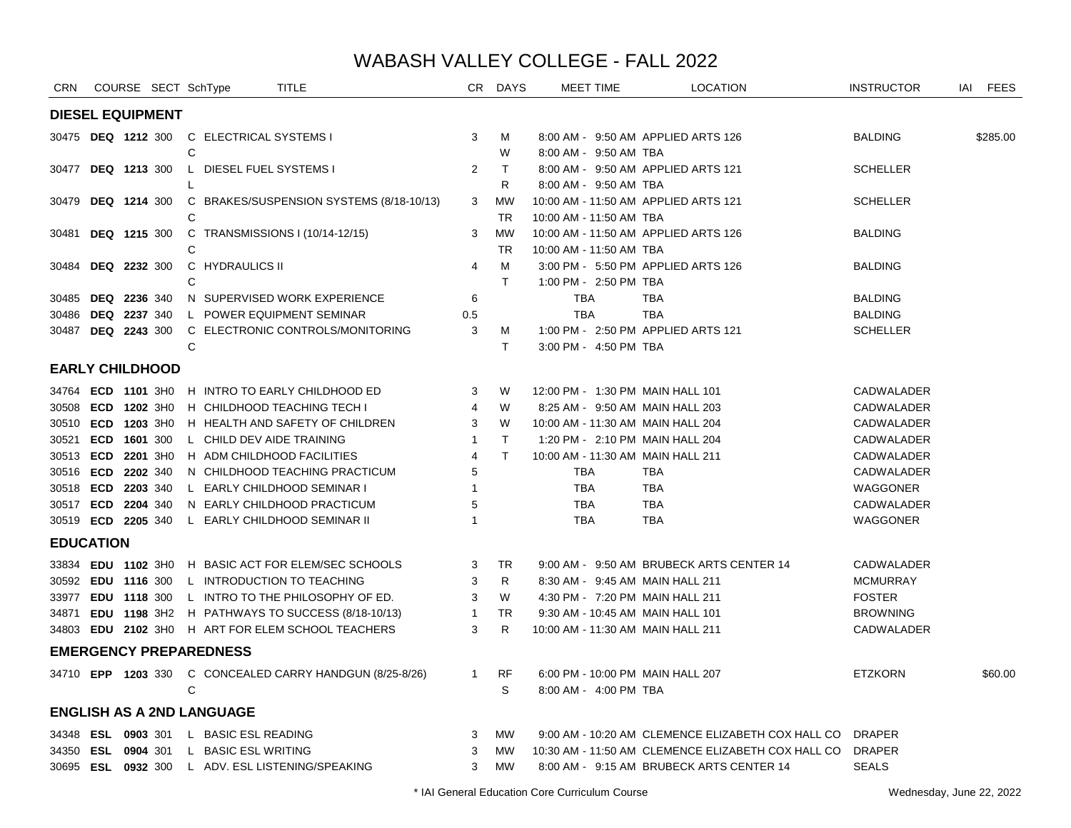# WABASH VALLEY COLLEGE - FALL 2022

| CRN | COURSE | SECT | SchType | TITLE | CR | DAYS | MEET TIME | LOCATION | INSTRUCTOR | IAI | FEES |
|---|---|---|---|---|---|---|---|---|---|---|---|
| **DIESEL EQUIPMENT** | | | | | | | | | | | |
| 30475 | **DEQ 1212** | 300 | C | ELECTRICAL SYSTEMS I | 3 | M | 8:00 AM - 9:50 AM | APPLIED ARTS 126 | BALDING | | $285.00 |
| | | | C | | | W | 8:00 AM - 9:50 AM | TBA | | | |
| 30477 | **DEQ 1213** | 300 | L | DIESEL FUEL SYSTEMS I | 2 | T | 8:00 AM - 9:50 AM | APPLIED ARTS 121 | SCHELLER | | |
| | | | L | | | R | 8:00 AM - 9:50 AM | TBA | | | |
| 30479 | **DEQ 1214** | 300 | C | BRAKES/SUSPENSION SYSTEMS (8/18-10/13) | 3 | MW | 10:00 AM - 11:50 AM | APPLIED ARTS 121 | SCHELLER | | |
| | | | C | | | TR | 10:00 AM - 11:50 AM | TBA | | | |
| 30481 | **DEQ 1215** | 300 | C | TRANSMISSIONS I (10/14-12/15) | 3 | MW | 10:00 AM - 11:50 AM | APPLIED ARTS 126 | BALDING | | |
| | | | C | | | TR | 10:00 AM - 11:50 AM | TBA | | | |
| 30484 | **DEQ 2232** | 300 | C | HYDRAULICS II | 4 | M | 3:00 PM - 5:50 PM | APPLIED ARTS 126 | BALDING | | |
| | | | C | | | T | 1:00 PM - 2:50 PM | TBA | | | |
| 30485 | **DEQ 2236** | 340 | N | SUPERVISED WORK EXPERIENCE | 6 | | TBA | TBA | BALDING | | |
| 30486 | **DEQ 2237** | 340 | L | POWER EQUIPMENT SEMINAR | 0.5 | | TBA | TBA | BALDING | | |
| 30487 | **DEQ 2243** | 300 | C | ELECTRONIC CONTROLS/MONITORING | 3 | M | 1:00 PM - 2:50 PM | APPLIED ARTS 121 | SCHELLER | | |
| | | | C | | | T | 3:00 PM - 4:50 PM | TBA | | | |
| **EARLY CHILDHOOD** | | | | | | | | | | | |
| 34764 | **ECD 1101** | 3H0 | H | INTRO TO EARLY CHILDHOOD ED | 3 | W | 12:00 PM - 1:30 PM | MAIN HALL 101 | CADWALADER | | |
| 30508 | **ECD 1202** | 3H0 | H | CHILDHOOD TEACHING TECH I | 4 | W | 8:25 AM - 9:50 AM | MAIN HALL 203 | CADWALADER | | |
| 30510 | **ECD 1203** | 3H0 | H | HEALTH AND SAFETY OF CHILDREN | 3 | W | 10:00 AM - 11:30 AM | MAIN HALL 204 | CADWALADER | | |
| 30521 | **ECD 1601** | 300 | L | CHILD DEV AIDE TRAINING | 1 | T | 1:20 PM - 2:10 PM | MAIN HALL 204 | CADWALADER | | |
| 30513 | **ECD 2201** | 3H0 | H | ADM CHILDHOOD FACILITIES | 4 | T | 10:00 AM - 11:30 AM | MAIN HALL 211 | CADWALADER | | |
| 30516 | **ECD 2202** | 340 | N | CHILDHOOD TEACHING PRACTICUM | 5 | | TBA | TBA | CADWALADER | | |
| 30518 | **ECD 2203** | 340 | L | EARLY CHILDHOOD SEMINAR I | 1 | | TBA | TBA | WAGGONER | | |
| 30517 | **ECD 2204** | 340 | N | EARLY CHILDHOOD PRACTICUM | 5 | | TBA | TBA | CADWALADER | | |
| 30519 | **ECD 2205** | 340 | L | EARLY CHILDHOOD SEMINAR II | 1 | | TBA | TBA | WAGGONER | | |
| **EDUCATION** | | | | | | | | | | | |
| 33834 | **EDU 1102** | 3H0 | H | BASIC ACT FOR ELEM/SEC SCHOOLS | 3 | TR | 9:00 AM - 9:50 AM | BRUBECK ARTS CENTER 14 | CADWALADER | | |
| 30592 | **EDU 1116** | 300 | L | INTRODUCTION TO TEACHING | 3 | R | 8:30 AM - 9:45 AM | MAIN HALL 211 | MCMURRAY | | |
| 33977 | **EDU 1118** | 300 | L | INTRO TO THE PHILOSOPHY OF ED. | 3 | W | 4:30 PM - 7:20 PM | MAIN HALL 211 | FOSTER | | |
| 34871 | **EDU 1198** | 3H2 | H | PATHWAYS TO SUCCESS (8/18-10/13) | 1 | TR | 9:30 AM - 10:45 AM | MAIN HALL 101 | BROWNING | | |
| 34803 | **EDU 2102** | 3H0 | H | ART FOR ELEM SCHOOL TEACHERS | 3 | R | 10:00 AM - 11:30 AM | MAIN HALL 211 | CADWALADER | | |
| **EMERGENCY PREPAREDNESS** | | | | | | | | | | | |
| 34710 | **EPP 1203** | 330 | C | CONCEALED CARRY HANDGUN (8/25-8/26) | 1 | RF | 6:00 PM - 10:00 PM | MAIN HALL 207 | ETZKORN | | $60.00 |
| | | | C | | | S | 8:00 AM - 4:00 PM | TBA | | | |
| **ENGLISH AS A 2ND LANGUAGE** | | | | | | | | | | | |
| 34348 | **ESL 0903** | 301 | L | BASIC ESL READING | 3 | MW | 9:00 AM - 10:20 AM | CLEMENCE ELIZABETH COX HALL CO | DRAPER | | |
| 34350 | **ESL 0904** | 301 | L | BASIC ESL WRITING | 3 | MW | 10:30 AM - 11:50 AM | CLEMENCE ELIZABETH COX HALL CO | DRAPER | | |
| 30695 | **ESL 0932** | 300 | L | ADV. ESL LISTENING/SPEAKING | 3 | MW | 8:00 AM - 9:15 AM | BRUBECK ARTS CENTER 14 | SEALS | | |

\* IAI General Education Core Curriculum Course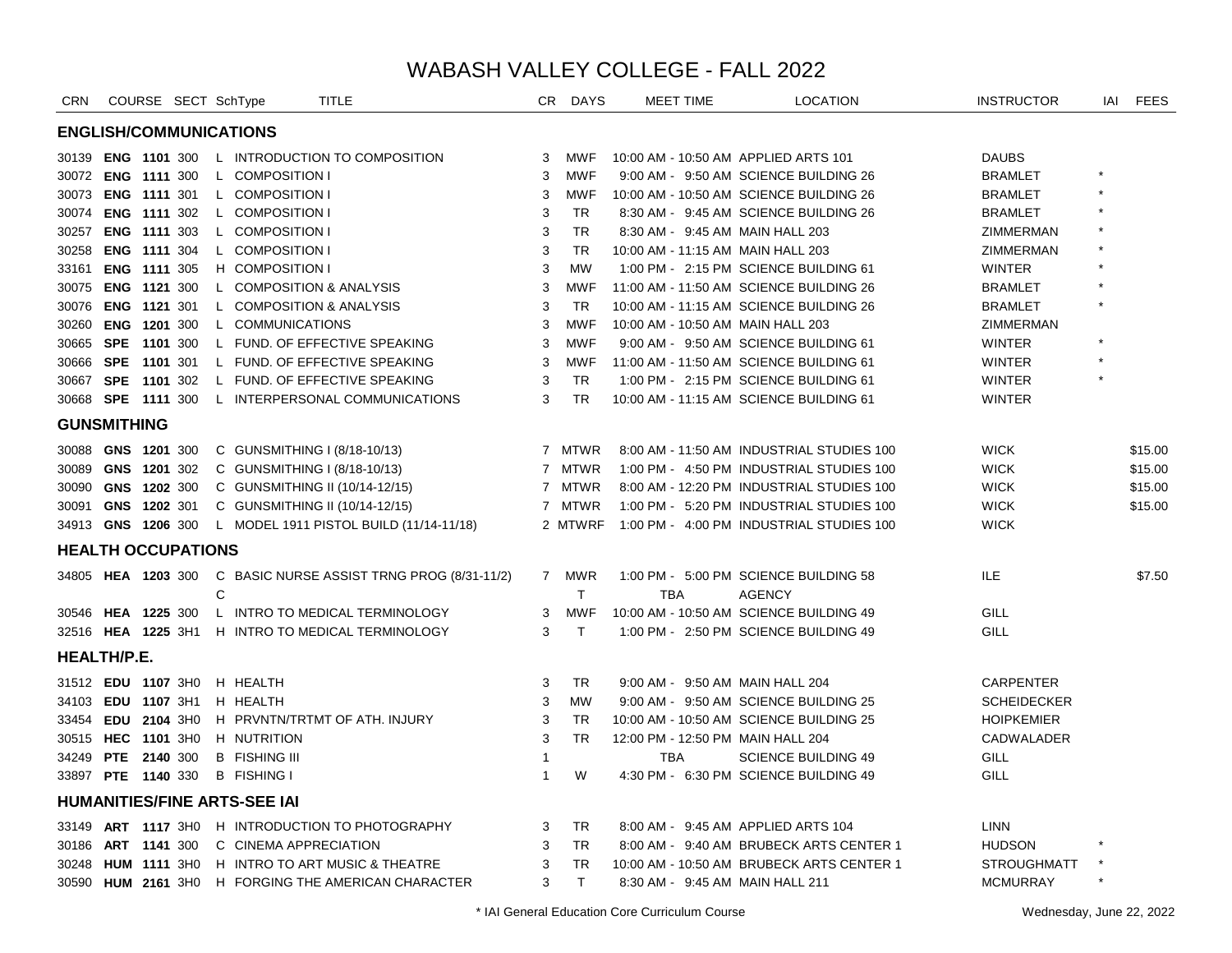# WABASH VALLEY COLLEGE - FALL 2022

| CRN | COURSE | SECT | SchType | TITLE | CR | DAYS | MEET TIME | LOCATION | INSTRUCTOR | IAI | FEES |
|---|---|---|---|---|---|---|---|---|---|---|---|
| **ENGLISH/COMMUNICATIONS** | | | | | | | | | | | |
| 30139 | **ENG 1101** | 300 | L | INTRODUCTION TO COMPOSITION | 3 | MWF | 10:00 AM - 10:50 AM | APPLIED ARTS 101 | DAUBS | | |
| 30072 | **ENG 1111** | 300 | L | COMPOSITION I | 3 | MWF | 9:00 AM - 9:50 AM | SCIENCE BUILDING 26 | BRAMLET | * | |
| 30073 | **ENG 1111** | 301 | L | COMPOSITION I | 3 | MWF | 10:00 AM - 10:50 AM | SCIENCE BUILDING 26 | BRAMLET | * | |
| 30074 | **ENG 1111** | 302 | L | COMPOSITION I | 3 | TR | 8:30 AM - 9:45 AM | SCIENCE BUILDING 26 | BRAMLET | * | |
| 30257 | **ENG 1111** | 303 | L | COMPOSITION I | 3 | TR | 8:30 AM - 9:45 AM | MAIN HALL 203 | ZIMMERMAN | * | |
| 30258 | **ENG 1111** | 304 | L | COMPOSITION I | 3 | TR | 10:00 AM - 11:15 AM | MAIN HALL 203 | ZIMMERMAN | * | |
| 33161 | **ENG 1111** | 305 | H | COMPOSITION I | 3 | MW | 1:00 PM - 2:15 PM | SCIENCE BUILDING 61 | WINTER | * | |
| 30075 | **ENG 1121** | 300 | L | COMPOSITION & ANALYSIS | 3 | MWF | 11:00 AM - 11:50 AM | SCIENCE BUILDING 26 | BRAMLET | * | |
| 30076 | **ENG 1121** | 301 | L | COMPOSITION & ANALYSIS | 3 | TR | 10:00 AM - 11:15 AM | SCIENCE BUILDING 26 | BRAMLET | * | |
| 30260 | **ENG 1201** | 300 | L | COMMUNICATIONS | 3 | MWF | 10:00 AM - 10:50 AM | MAIN HALL 203 | ZIMMERMAN | | |
| 30665 | **SPE 1101** | 300 | L | FUND. OF EFFECTIVE SPEAKING | 3 | MWF | 9:00 AM - 9:50 AM | SCIENCE BUILDING 61 | WINTER | * | |
| 30666 | **SPE 1101** | 301 | L | FUND. OF EFFECTIVE SPEAKING | 3 | MWF | 11:00 AM - 11:50 AM | SCIENCE BUILDING 61 | WINTER | * | |
| 30667 | **SPE 1101** | 302 | L | FUND. OF EFFECTIVE SPEAKING | 3 | TR | 1:00 PM - 2:15 PM | SCIENCE BUILDING 61 | WINTER | * | |
| 30668 | **SPE 1111** | 300 | L | INTERPERSONAL COMMUNICATIONS | 3 | TR | 10:00 AM - 11:15 AM | SCIENCE BUILDING 61 | WINTER | | |
| **GUNSMITHING** | | | | | | | | | | | |
| 30088 | **GNS 1201** | 300 | C | GUNSMITHING I (8/18-10/13) | 7 | MTWR | 8:00 AM - 11:50 AM | INDUSTRIAL STUDIES 100 | WICK | | $15.00 |
| 30089 | **GNS 1201** | 302 | C | GUNSMITHING I (8/18-10/13) | 7 | MTWR | 1:00 PM - 4:50 PM | INDUSTRIAL STUDIES 100 | WICK | | $15.00 |
| 30090 | **GNS 1202** | 300 | C | GUNSMITHING II (10/14-12/15) | 7 | MTWR | 8:00 AM - 12:20 PM | INDUSTRIAL STUDIES 100 | WICK | | $15.00 |
| 30091 | **GNS 1202** | 301 | C | GUNSMITHING II (10/14-12/15) | 7 | MTWR | 1:00 PM - 5:20 PM | INDUSTRIAL STUDIES 100 | WICK | | $15.00 |
| 34913 | **GNS 1206** | 300 | L | MODEL 1911 PISTOL BUILD (11/14-11/18) | 2 | MTWRF | 1:00 PM - 4:00 PM | INDUSTRIAL STUDIES 100 | WICK | | |
| **HEALTH OCCUPATIONS** | | | | | | | | | | | |
| 34805 | **HEA 1203** | 300 | C | BASIC NURSE ASSIST TRNG PROG (8/31-11/2) | 7 | MWR | 1:00 PM - 5:00 PM | SCIENCE BUILDING 58 | ILE | | $7.50 |
| | | | C | | | T | TBA | AGENCY | | | |
| 30546 | **HEA 1225** | 300 | L | INTRO TO MEDICAL TERMINOLOGY | 3 | MWF | 10:00 AM - 10:50 AM | SCIENCE BUILDING 49 | GILL | | |
| 32516 | **HEA 1225** | 3H1 | H | INTRO TO MEDICAL TERMINOLOGY | 3 | T | 1:00 PM - 2:50 PM | SCIENCE BUILDING 49 | GILL | | |
| **HEALTH/P.E.** | | | | | | | | | | | |
| 31512 | **EDU 1107** | 3H0 | H | HEALTH | 3 | TR | 9:00 AM - 9:50 AM | MAIN HALL 204 | CARPENTER | | |
| 34103 | **EDU 1107** | 3H1 | H | HEALTH | 3 | MW | 9:00 AM - 9:50 AM | SCIENCE BUILDING 25 | SCHEIDECKER | | |
| 33454 | **EDU 2104** | 3H0 | H | PRVNTN/TRTMT OF ATH. INJURY | 3 | TR | 10:00 AM - 10:50 AM | SCIENCE BUILDING 25 | HOIPKEMIER | | |
| 30515 | **HEC 1101** | 3H0 | H | NUTRITION | 3 | TR | 12:00 PM - 12:50 PM | MAIN HALL 204 | CADWALADER | | |
| 34249 | **PTE 2140** | 300 | B | FISHING III | 1 | | TBA | SCIENCE BUILDING 49 | GILL | | |
| 33897 | **PTE 1140** | 330 | B | FISHING I | 1 | W | 4:30 PM - 6:30 PM | SCIENCE BUILDING 49 | GILL | | |
| **HUMANITIES/FINE ARTS-SEE IAI** | | | | | | | | | | | |
| 33149 | **ART 1117** | 3H0 | H | INTRODUCTION TO PHOTOGRAPHY | 3 | TR | 8:00 AM - 9:45 AM | APPLIED ARTS 104 | LINN | | |
| 30186 | **ART 1141** | 300 | C | CINEMA APPRECIATION | 3 | TR | 8:00 AM - 9:40 AM | BRUBECK ARTS CENTER 1 | HUDSON | * | |
| 30248 | **HUM 1111** | 3H0 | H | INTRO TO ART MUSIC & THEATRE | 3 | TR | 10:00 AM - 10:50 AM | BRUBECK ARTS CENTER 1 | STROUGHMATT | * | |
| 30590 | **HUM 2161** | 3H0 | H | FORGING THE AMERICAN CHARACTER | 3 | T | 8:30 AM - 9:45 AM | MAIN HALL 211 | MCMURRAY | * | |

\* IAI General Education Core Curriculum Course

Wednesday, June 22, 2022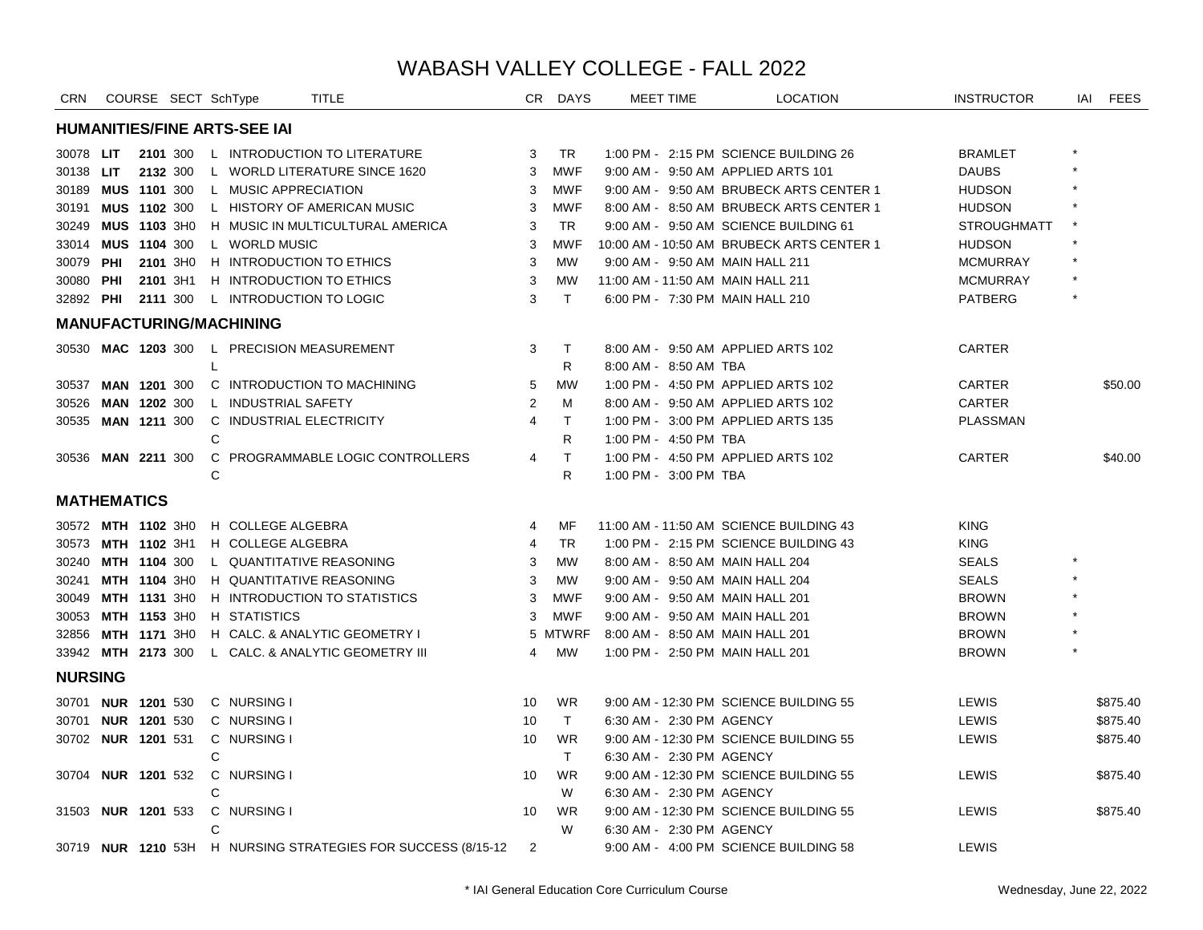# WABASH VALLEY COLLEGE - FALL 2022

| CRN | COURSE | | SECT | SchType | TITLE | CR | DAYS | MEET TIME | LOCATION | INSTRUCTOR | IAI | FEES |
|---|---|---|---|---|---|---|---|---|---|---|---|---|
| **HUMANITIES/FINE ARTS-SEE IAI** | | | | | | | | | | | | |
| 30078 | **LIT** | **2101** | 300 | L | INTRODUCTION TO LITERATURE | 3 | TR | 1:00 PM - 2:15 PM | SCIENCE BUILDING 26 | BRAMLET | * | |
| 30138 | **LIT** | **2132** | 300 | L | WORLD LITERATURE SINCE 1620 | 3 | MWF | 9:00 AM - 9:50 AM | APPLIED ARTS 101 | DAUBS | * | |
| 30189 | **MUS** | **1101** | 300 | L | MUSIC APPRECIATION | 3 | MWF | 9:00 AM - 9:50 AM | BRUBECK ARTS CENTER 1 | HUDSON | * | |
| 30191 | **MUS** | **1102** | 300 | L | HISTORY OF AMERICAN MUSIC | 3 | MWF | 8:00 AM - 8:50 AM | BRUBECK ARTS CENTER 1 | HUDSON | * | |
| 30249 | **MUS** | **1103** | 3H0 | H | MUSIC IN MULTICULTURAL AMERICA | 3 | TR | 9:00 AM - 9:50 AM | SCIENCE BUILDING 61 | STROUGHMATT | * | |
| 33014 | **MUS** | **1104** | 300 | L | WORLD MUSIC | 3 | MWF | 10:00 AM - 10:50 AM | BRUBECK ARTS CENTER 1 | HUDSON | * | |
| 30079 | **PHI** | **2101** | 3H0 | H | INTRODUCTION TO ETHICS | 3 | MW | 9:00 AM - 9:50 AM | MAIN HALL 211 | MCMURRAY | * | |
| 30080 | **PHI** | **2101** | 3H1 | H | INTRODUCTION TO ETHICS | 3 | MW | 11:00 AM - 11:50 AM | MAIN HALL 211 | MCMURRAY | * | |
| 32892 | **PHI** | **2111** | 300 | L | INTRODUCTION TO LOGIC | 3 | T | 6:00 PM - 7:30 PM | MAIN HALL 210 | PATBERG | * | |
| **MANUFACTURING/MACHINING** | | | | | | | | | | | | |
| 30530 | **MAC** | **1203** | 300 | L | PRECISION MEASUREMENT | 3 | T | 8:00 AM - 9:50 AM | APPLIED ARTS 102 | CARTER | | |
| | | | | L | | | R | 8:00 AM - 8:50 AM | TBA | | | |
| 30537 | **MAN** | **1201** | 300 | C | INTRODUCTION TO MACHINING | 5 | MW | 1:00 PM - 4:50 PM | APPLIED ARTS 102 | CARTER | | $50.00 |
| 30526 | **MAN** | **1202** | 300 | L | INDUSTRIAL SAFETY | 2 | M | 8:00 AM - 9:50 AM | APPLIED ARTS 102 | CARTER | | |
| 30535 | **MAN** | **1211** | 300 | C | INDUSTRIAL ELECTRICITY | 4 | T | 1:00 PM - 3:00 PM | APPLIED ARTS 135 | PLASSMAN | | |
| | | | | C | | | R | 1:00 PM - 4:50 PM | TBA | | | |
| 30536 | **MAN** | **2211** | 300 | C | PROGRAMMABLE LOGIC CONTROLLERS | 4 | T | 1:00 PM - 4:50 PM | APPLIED ARTS 102 | CARTER | | $40.00 |
| | | | | C | | | R | 1:00 PM - 3:00 PM | TBA | | | |
| **MATHEMATICS** | | | | | | | | | | | | |
| 30572 | **MTH** | **1102** | 3H0 | H | COLLEGE ALGEBRA | 4 | MF | 11:00 AM - 11:50 AM | SCIENCE BUILDING 43 | KING | | |
| 30573 | **MTH** | **1102** | 3H1 | H | COLLEGE ALGEBRA | 4 | TR | 1:00 PM - 2:15 PM | SCIENCE BUILDING 43 | KING | | |
| 30240 | **MTH** | **1104** | 300 | L | QUANTITATIVE REASONING | 3 | MW | 8:00 AM - 8:50 AM | MAIN HALL 204 | SEALS | * | |
| 30241 | **MTH** | **1104** | 3H0 | H | QUANTITATIVE REASONING | 3 | MW | 9:00 AM - 9:50 AM | MAIN HALL 204 | SEALS | * | |
| 30049 | **MTH** | **1131** | 3H0 | H | INTRODUCTION TO STATISTICS | 3 | MWF | 9:00 AM - 9:50 AM | MAIN HALL 201 | BROWN | * | |
| 30053 | **MTH** | **1153** | 3H0 | H | STATISTICS | 3 | MWF | 9:00 AM - 9:50 AM | MAIN HALL 201 | BROWN | * | |
| 32856 | **MTH** | **1171** | 3H0 | H | CALC. & ANALYTIC GEOMETRY I | 5 | MTWRF | 8:00 AM - 8:50 AM | MAIN HALL 201 | BROWN | * | |
| 33942 | **MTH** | **2173** | 300 | L | CALC. & ANALYTIC GEOMETRY III | 4 | MW | 1:00 PM - 2:50 PM | MAIN HALL 201 | BROWN | * | |
| **NURSING** | | | | | | | | | | | | |
| 30701 | **NUR** | **1201** | 530 | C | NURSING I | 10 | WR | 9:00 AM - 12:30 PM | SCIENCE BUILDING 55 | LEWIS | | $875.40 |
| 30701 | **NUR** | **1201** | 530 | C | NURSING I | 10 | T | 6:30 AM - 2:30 PM | AGENCY | LEWIS | | $875.40 |
| 30702 | **NUR** | **1201** | 531 | C | NURSING I | 10 | WR | 9:00 AM - 12:30 PM | SCIENCE BUILDING 55 | LEWIS | | $875.40 |
| | | | | C | | | T | 6:30 AM - 2:30 PM | AGENCY | | | |
| 30704 | **NUR** | **1201** | 532 | C | NURSING I | 10 | WR | 9:00 AM - 12:30 PM | SCIENCE BUILDING 55 | LEWIS | | $875.40 |
| | | | | C | | | W | 6:30 AM - 2:30 PM | AGENCY | | | |
| 31503 | **NUR** | **1201** | 533 | C | NURSING I | 10 | WR | 9:00 AM - 12:30 PM | SCIENCE BUILDING 55 | LEWIS | | $875.40 |
| | | | | C | | | W | 6:30 AM - 2:30 PM | AGENCY | | | |
| 30719 | **NUR** | **1210** | 53H | H | NURSING STRATEGIES FOR SUCCESS (8/15-12 | 2 | | 9:00 AM - 4:00 PM | SCIENCE BUILDING 58 | LEWIS | | |

\* IAI General Education Core Curriculum Course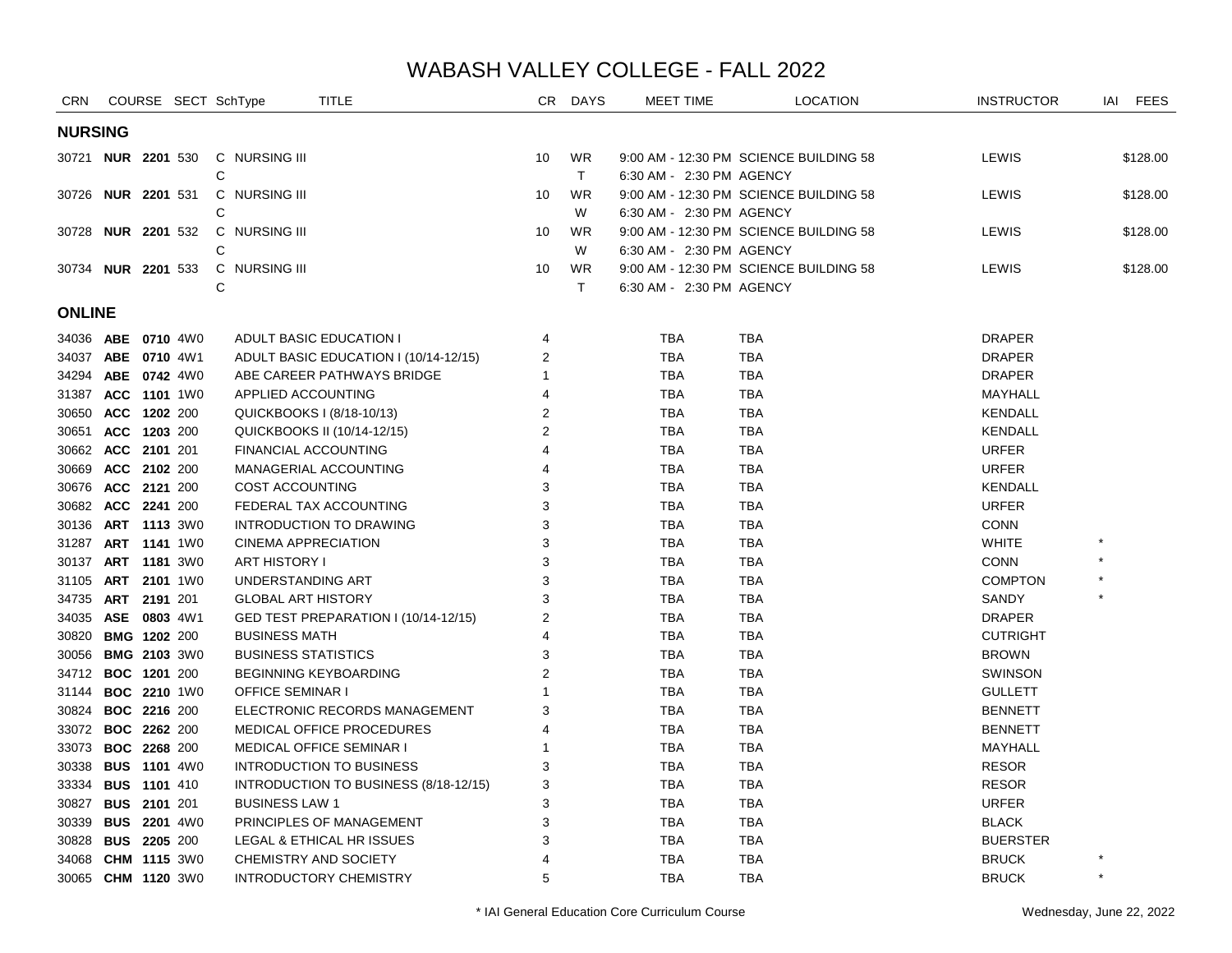# WABASH VALLEY COLLEGE - FALL 2022

## NURSING

| CRN | COURSE | | SECT | SchType | TITLE | CR | DAYS | MEET TIME | LOCATION | INSTRUCTOR | IAI | FEES |
|---|---|---|---|---|---|---|---|---|---|---|---|---|
| 30721 | **NUR** | **2201** | 530 | C | NURSING III | 10 | WR | 9:00 AM - 12:30 PM | SCIENCE BUILDING 58 | LEWIS | | $128.00 |
| | | | | C | | | T | 6:30 AM - 2:30 PM | AGENCY | | | |
| 30726 | **NUR** | **2201** | 531 | C | NURSING III | 10 | WR | 9:00 AM - 12:30 PM | SCIENCE BUILDING 58 | LEWIS | | $128.00 |
| | | | | C | | | W | 6:30 AM - 2:30 PM | AGENCY | | | |
| 30728 | **NUR** | **2201** | 532 | C | NURSING III | 10 | WR | 9:00 AM - 12:30 PM | SCIENCE BUILDING 58 | LEWIS | | $128.00 |
| | | | | C | | | W | 6:30 AM - 2:30 PM | AGENCY | | | |
| 30734 | **NUR** | **2201** | 533 | C | NURSING III | 10 | WR | 9:00 AM - 12:30 PM | SCIENCE BUILDING 58 | LEWIS | | $128.00 |
| | | | | C | | | T | 6:30 AM - 2:30 PM | AGENCY | | | |

## ONLINE

| CRN | COURSE | | SECT | SchType | TITLE | CR | DAYS | MEET TIME | LOCATION | INSTRUCTOR | IAI | FEES |
|---|---|---|---|---|---|---|---|---|---|---|---|---|
| 34036 | **ABE** | **0710** | 4W0 | | ADULT BASIC EDUCATION I | 4 | | TBA | TBA | DRAPER | | |
| 34037 | **ABE** | **0710** | 4W1 | | ADULT BASIC EDUCATION I (10/14-12/15) | 2 | | TBA | TBA | DRAPER | | |
| 34294 | **ABE** | **0742** | 4W0 | | ABE CAREER PATHWAYS BRIDGE | 1 | | TBA | TBA | DRAPER | | |
| 31387 | **ACC** | **1101** | 1W0 | | APPLIED ACCOUNTING | 4 | | TBA | TBA | MAYHALL | | |
| 30650 | **ACC** | **1202** | 200 | | QUICKBOOKS I (8/18-10/13) | 2 | | TBA | TBA | KENDALL | | |
| 30651 | **ACC** | **1203** | 200 | | QUICKBOOKS II (10/14-12/15) | 2 | | TBA | TBA | KENDALL | | |
| 30662 | **ACC** | **2101** | 201 | | FINANCIAL ACCOUNTING | 4 | | TBA | TBA | URFER | | |
| 30669 | **ACC** | **2102** | 200 | | MANAGERIAL ACCOUNTING | 4 | | TBA | TBA | URFER | | |
| 30676 | **ACC** | **2121** | 200 | | COST ACCOUNTING | 3 | | TBA | TBA | KENDALL | | |
| 30682 | **ACC** | **2241** | 200 | | FEDERAL TAX ACCOUNTING | 3 | | TBA | TBA | URFER | | |
| 30136 | **ART** | **1113** | 3W0 | | INTRODUCTION TO DRAWING | 3 | | TBA | TBA | CONN | | |
| 31287 | **ART** | **1141** | 1W0 | | CINEMA APPRECIATION | 3 | | TBA | TBA | WHITE | * | |
| 30137 | **ART** | **1181** | 3W0 | | ART HISTORY I | 3 | | TBA | TBA | CONN | * | |
| 31105 | **ART** | **2101** | 1W0 | | UNDERSTANDING ART | 3 | | TBA | TBA | COMPTON | * | |
| 34735 | **ART** | **2191** | 201 | | GLOBAL ART HISTORY | 3 | | TBA | TBA | SANDY | * | |
| 34035 | **ASE** | **0803** | 4W1 | | GED TEST PREPARATION I (10/14-12/15) | 2 | | TBA | TBA | DRAPER | | |
| 30820 | **BMG** | **1202** | 200 | | BUSINESS MATH | 4 | | TBA | TBA | CUTRIGHT | | |
| 30056 | **BMG** | **2103** | 3W0 | | BUSINESS STATISTICS | 3 | | TBA | TBA | BROWN | | |
| 34712 | **BOC** | **1201** | 200 | | BEGINNING KEYBOARDING | 2 | | TBA | TBA | SWINSON | | |
| 31144 | **BOC** | **2210** | 1W0 | | OFFICE SEMINAR I | 1 | | TBA | TBA | GULLETT | | |
| 30824 | **BOC** | **2216** | 200 | | ELECTRONIC RECORDS MANAGEMENT | 3 | | TBA | TBA | BENNETT | | |
| 33072 | **BOC** | **2262** | 200 | | MEDICAL OFFICE PROCEDURES | 4 | | TBA | TBA | BENNETT | | |
| 33073 | **BOC** | **2268** | 200 | | MEDICAL OFFICE SEMINAR I | 1 | | TBA | TBA | MAYHALL | | |
| 30338 | **BUS** | **1101** | 4W0 | | INTRODUCTION TO BUSINESS | 3 | | TBA | TBA | RESOR | | |
| 33334 | **BUS** | **1101** | 410 | | INTRODUCTION TO BUSINESS (8/18-12/15) | 3 | | TBA | TBA | RESOR | | |
| 30827 | **BUS** | **2101** | 201 | | BUSINESS LAW 1 | 3 | | TBA | TBA | URFER | | |
| 30339 | **BUS** | **2201** | 4W0 | | PRINCIPLES OF MANAGEMENT | 3 | | TBA | TBA | BLACK | | |
| 30828 | **BUS** | **2205** | 200 | | LEGAL & ETHICAL HR ISSUES | 3 | | TBA | TBA | BUERSTER | | |
| 34068 | **CHM** | **1115** | 3W0 | | CHEMISTRY AND SOCIETY | 4 | | TBA | TBA | BRUCK | * | |
| 30065 | **CHM** | **1120** | 3W0 | | INTRODUCTORY CHEMISTRY | 5 | | TBA | TBA | BRUCK | * | |

\* IAI General Education Core Curriculum Course

Wednesday, June 22, 2022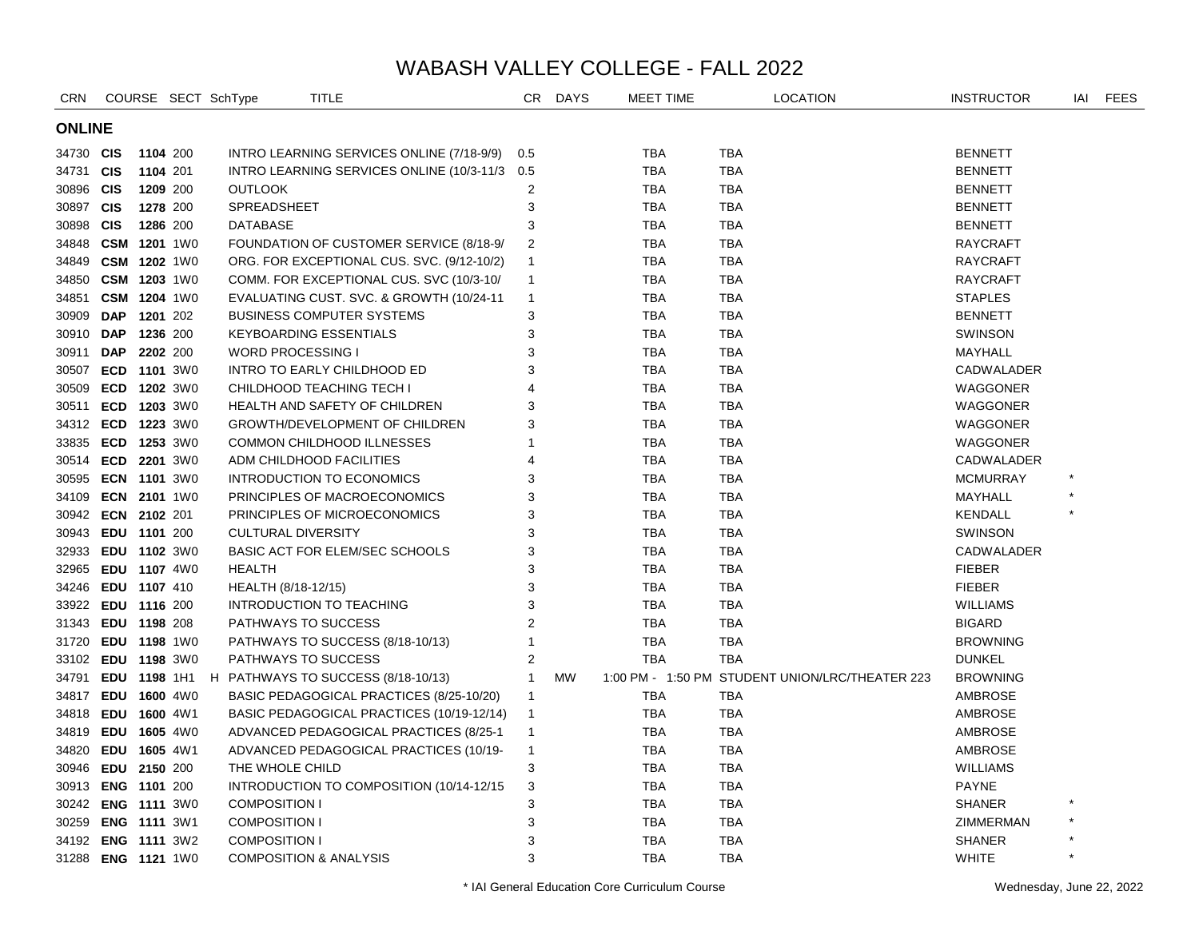# WABASH VALLEY COLLEGE - FALL 2022

## ONLINE

| CRN | COURSE | | SECT | SchType | TITLE | CR | DAYS | MEET TIME | LOCATION | INSTRUCTOR | IAI | FEES |
|---|---|---|---|---|---|---|---|---|---|---|---|---|
| 34730 | **CIS** | **1104** | 200 | | INTRO LEARNING SERVICES ONLINE (7/18-9/9) | 0.5 | | TBA | TBA | BENNETT | | |
| 34731 | **CIS** | **1104** | 201 | | INTRO LEARNING SERVICES ONLINE (10/3-11/3 | 0.5 | | TBA | TBA | BENNETT | | |
| 30896 | **CIS** | **1209** | 200 | | OUTLOOK | 2 | | TBA | TBA | BENNETT | | |
| 30897 | **CIS** | **1278** | 200 | | SPREADSHEET | 3 | | TBA | TBA | BENNETT | | |
| 30898 | **CIS** | **1286** | 200 | | DATABASE | 3 | | TBA | TBA | BENNETT | | |
| 34848 | **CSM** | **1201** | 1W0 | | FOUNDATION OF CUSTOMER SERVICE (8/18-9/ | 2 | | TBA | TBA | RAYCRAFT | | |
| 34849 | **CSM** | **1202** | 1W0 | | ORG. FOR EXCEPTIONAL CUS. SVC. (9/12-10/2) | 1 | | TBA | TBA | RAYCRAFT | | |
| 34850 | **CSM** | **1203** | 1W0 | | COMM. FOR EXCEPTIONAL CUS. SVC (10/3-10/ | 1 | | TBA | TBA | RAYCRAFT | | |
| 34851 | **CSM** | **1204** | 1W0 | | EVALUATING CUST. SVC. & GROWTH (10/24-11 | 1 | | TBA | TBA | STAPLES | | |
| 30909 | **DAP** | **1201** | 202 | | BUSINESS COMPUTER SYSTEMS | 3 | | TBA | TBA | BENNETT | | |
| 30910 | **DAP** | **1236** | 200 | | KEYBOARDING ESSENTIALS | 3 | | TBA | TBA | SWINSON | | |
| 30911 | **DAP** | **2202** | 200 | | WORD PROCESSING I | 3 | | TBA | TBA | MAYHALL | | |
| 30507 | **ECD** | **1101** | 3W0 | | INTRO TO EARLY CHILDHOOD ED | 3 | | TBA | TBA | CADWALADER | | |
| 30509 | **ECD** | **1202** | 3W0 | | CHILDHOOD TEACHING TECH I | 4 | | TBA | TBA | WAGGONER | | |
| 30511 | **ECD** | **1203** | 3W0 | | HEALTH AND SAFETY OF CHILDREN | 3 | | TBA | TBA | WAGGONER | | |
| 34312 | **ECD** | **1223** | 3W0 | | GROWTH/DEVELOPMENT OF CHILDREN | 3 | | TBA | TBA | WAGGONER | | |
| 33835 | **ECD** | **1253** | 3W0 | | COMMON CHILDHOOD ILLNESSES | 1 | | TBA | TBA | WAGGONER | | |
| 30514 | **ECD** | **2201** | 3W0 | | ADM CHILDHOOD FACILITIES | 4 | | TBA | TBA | CADWALADER | | |
| 30595 | **ECN** | **1101** | 3W0 | | INTRODUCTION TO ECONOMICS | 3 | | TBA | TBA | MCMURRAY | * | |
| 34109 | **ECN** | **2101** | 1W0 | | PRINCIPLES OF MACROECONOMICS | 3 | | TBA | TBA | MAYHALL | * | |
| 30942 | **ECN** | **2102** | 201 | | PRINCIPLES OF MICROECONOMICS | 3 | | TBA | TBA | KENDALL | * | |
| 30943 | **EDU** | **1101** | 200 | | CULTURAL DIVERSITY | 3 | | TBA | TBA | SWINSON | | |
| 32933 | **EDU** | **1102** | 3W0 | | BASIC ACT FOR ELEM/SEC SCHOOLS | 3 | | TBA | TBA | CADWALADER | | |
| 32965 | **EDU** | **1107** | 4W0 | | HEALTH | 3 | | TBA | TBA | FIEBER | | |
| 34246 | **EDU** | **1107** | 410 | | HEALTH (8/18-12/15) | 3 | | TBA | TBA | FIEBER | | |
| 33922 | **EDU** | **1116** | 200 | | INTRODUCTION TO TEACHING | 3 | | TBA | TBA | WILLIAMS | | |
| 31343 | **EDU** | **1198** | 208 | | PATHWAYS TO SUCCESS | 2 | | TBA | TBA | BIGARD | | |
| 31720 | **EDU** | **1198** | 1W0 | | PATHWAYS TO SUCCESS (8/18-10/13) | 1 | | TBA | TBA | BROWNING | | |
| 33102 | **EDU** | **1198** | 3W0 | | PATHWAYS TO SUCCESS | 2 | | TBA | TBA | DUNKEL | | |
| 34791 | **EDU** | **1198** | 1H1 | H | PATHWAYS TO SUCCESS (8/18-10/13) | 1 | MW | 1:00 PM - 1:50 PM | STUDENT UNION/LRC/THEATER 223 | BROWNING | | |
| 34817 | **EDU** | **1600** | 4W0 | | BASIC PEDAGOGICAL PRACTICES (8/25-10/20) | 1 | | TBA | TBA | AMBROSE | | |
| 34818 | **EDU** | **1600** | 4W1 | | BASIC PEDAGOGICAL PRACTICES (10/19-12/14) | 1 | | TBA | TBA | AMBROSE | | |
| 34819 | **EDU** | **1605** | 4W0 | | ADVANCED PEDAGOGICAL PRACTICES (8/25-1 | 1 | | TBA | TBA | AMBROSE | | |
| 34820 | **EDU** | **1605** | 4W1 | | ADVANCED PEDAGOGICAL PRACTICES (10/19- | 1 | | TBA | TBA | AMBROSE | | |
| 30946 | **EDU** | **2150** | 200 | | THE WHOLE CHILD | 3 | | TBA | TBA | WILLIAMS | | |
| 30913 | **ENG** | **1101** | 200 | | INTRODUCTION TO COMPOSITION (10/14-12/15 | 3 | | TBA | TBA | PAYNE | | |
| 30242 | **ENG** | **1111** | 3W0 | | COMPOSITION I | 3 | | TBA | TBA | SHANER | * | |
| 30259 | **ENG** | **1111** | 3W1 | | COMPOSITION I | 3 | | TBA | TBA | ZIMMERMAN | * | |
| 34192 | **ENG** | **1111** | 3W2 | | COMPOSITION I | 3 | | TBA | TBA | SHANER | * | |
| 31288 | **ENG** | **1121** | 1W0 | | COMPOSITION & ANALYSIS | 3 | | TBA | TBA | WHITE | * | |

\* IAI General Education Core Curriculum Course

Wednesday, June 22, 2022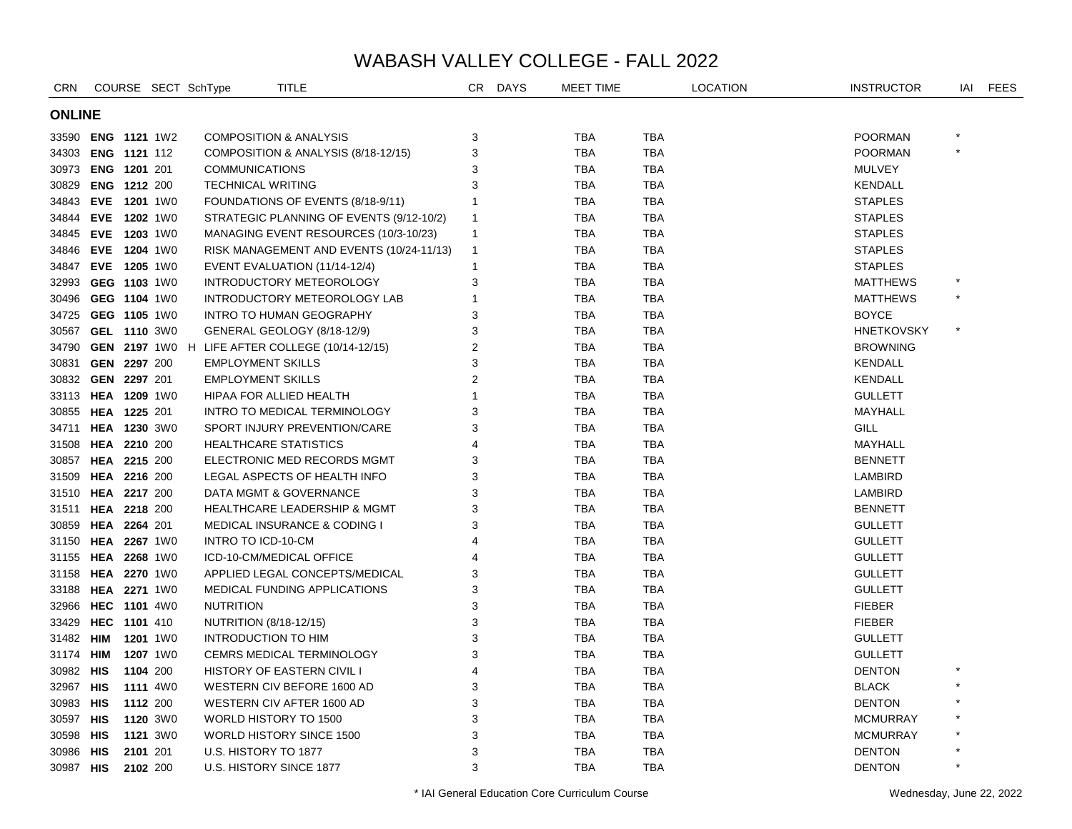# WABASH VALLEY COLLEGE - FALL 2022

## ONLINE

| CRN | COURSE | | SECT | SchType | TITLE | CR | DAYS | MEET TIME | LOCATION | | INSTRUCTOR | IAI | FEES |
|---|---|---|---|---|---|---|---|---|---|---|---|---|---|
| 33590 | **ENG** | **1121** | 1W2 | | COMPOSITION & ANALYSIS | 3 | | TBA | TBA | | POORMAN | * | |
| 34303 | **ENG** | **1121** | 112 | | COMPOSITION & ANALYSIS (8/18-12/15) | 3 | | TBA | TBA | | POORMAN | * | |
| 30973 | **ENG** | **1201** | 201 | | COMMUNICATIONS | 3 | | TBA | TBA | | MULVEY | | |
| 30829 | **ENG** | **1212** | 200 | | TECHNICAL WRITING | 3 | | TBA | TBA | | KENDALL | | |
| 34843 | **EVE** | **1201** | 1W0 | | FOUNDATIONS OF EVENTS (8/18-9/11) | 1 | | TBA | TBA | | STAPLES | | |
| 34844 | **EVE** | **1202** | 1W0 | | STRATEGIC PLANNING OF EVENTS (9/12-10/2) | 1 | | TBA | TBA | | STAPLES | | |
| 34845 | **EVE** | **1203** | 1W0 | | MANAGING EVENT RESOURCES (10/3-10/23) | 1 | | TBA | TBA | | STAPLES | | |
| 34846 | **EVE** | **1204** | 1W0 | | RISK MANAGEMENT AND EVENTS (10/24-11/13) | 1 | | TBA | TBA | | STAPLES | | |
| 34847 | **EVE** | **1205** | 1W0 | | EVENT EVALUATION (11/14-12/4) | 1 | | TBA | TBA | | STAPLES | | |
| 32993 | **GEG** | **1103** | 1W0 | | INTRODUCTORY METEOROLOGY | 3 | | TBA | TBA | | MATTHEWS | * | |
| 30496 | **GEG** | **1104** | 1W0 | | INTRODUCTORY METEOROLOGY LAB | 1 | | TBA | TBA | | MATTHEWS | * | |
| 34725 | **GEG** | **1105** | 1W0 | | INTRO TO HUMAN GEOGRAPHY | 3 | | TBA | TBA | | BOYCE | | |
| 30567 | **GEL** | **1110** | 3W0 | | GENERAL GEOLOGY (8/18-12/9) | 3 | | TBA | TBA | | HNETKOVSKY | * | |
| 34790 | **GEN** | **2197** | 1W0 | H | LIFE AFTER COLLEGE (10/14-12/15) | 2 | | TBA | TBA | | BROWNING | | |
| 30831 | **GEN** | **2297** | 200 | | EMPLOYMENT SKILLS | 3 | | TBA | TBA | | KENDALL | | |
| 30832 | **GEN** | **2297** | 201 | | EMPLOYMENT SKILLS | 2 | | TBA | TBA | | KENDALL | | |
| 33113 | **HEA** | **1209** | 1W0 | | HIPAA FOR ALLIED HEALTH | 1 | | TBA | TBA | | GULLETT | | |
| 30855 | **HEA** | **1225** | 201 | | INTRO TO MEDICAL TERMINOLOGY | 3 | | TBA | TBA | | MAYHALL | | |
| 34711 | **HEA** | **1230** | 3W0 | | SPORT INJURY PREVENTION/CARE | 3 | | TBA | TBA | | GILL | | |
| 31508 | **HEA** | **2210** | 200 | | HEALTHCARE STATISTICS | 4 | | TBA | TBA | | MAYHALL | | |
| 30857 | **HEA** | **2215** | 200 | | ELECTRONIC MED RECORDS MGMT | 3 | | TBA | TBA | | BENNETT | | |
| 31509 | **HEA** | **2216** | 200 | | LEGAL ASPECTS OF HEALTH INFO | 3 | | TBA | TBA | | LAMBIRD | | |
| 31510 | **HEA** | **2217** | 200 | | DATA MGMT & GOVERNANCE | 3 | | TBA | TBA | | LAMBIRD | | |
| 31511 | **HEA** | **2218** | 200 | | HEALTHCARE LEADERSHIP & MGMT | 3 | | TBA | TBA | | BENNETT | | |
| 30859 | **HEA** | **2264** | 201 | | MEDICAL INSURANCE & CODING I | 3 | | TBA | TBA | | GULLETT | | |
| 31150 | **HEA** | **2267** | 1W0 | | INTRO TO ICD-10-CM | 4 | | TBA | TBA | | GULLETT | | |
| 31155 | **HEA** | **2268** | 1W0 | | ICD-10-CM/MEDICAL OFFICE | 4 | | TBA | TBA | | GULLETT | | |
| 31158 | **HEA** | **2270** | 1W0 | | APPLIED LEGAL CONCEPTS/MEDICAL | 3 | | TBA | TBA | | GULLETT | | |
| 33188 | **HEA** | **2271** | 1W0 | | MEDICAL FUNDING APPLICATIONS | 3 | | TBA | TBA | | GULLETT | | |
| 32966 | **HEC** | **1101** | 4W0 | | NUTRITION | 3 | | TBA | TBA | | FIEBER | | |
| 33429 | **HEC** | **1101** | 410 | | NUTRITION (8/18-12/15) | 3 | | TBA | TBA | | FIEBER | | |
| 31482 | **HIM** | **1201** | 1W0 | | INTRODUCTION TO HIM | 3 | | TBA | TBA | | GULLETT | | |
| 31174 | **HIM** | **1207** | 1W0 | | CEMRS MEDICAL TERMINOLOGY | 3 | | TBA | TBA | | GULLETT | | |
| 30982 | **HIS** | **1104** | 200 | | HISTORY OF EASTERN CIVIL I | 4 | | TBA | TBA | | DENTON | * | |
| 32967 | **HIS** | **1111** | 4W0 | | WESTERN CIV BEFORE 1600 AD | 3 | | TBA | TBA | | BLACK | * | |
| 30983 | **HIS** | **1112** | 200 | | WESTERN CIV AFTER 1600 AD | 3 | | TBA | TBA | | DENTON | * | |
| 30597 | **HIS** | **1120** | 3W0 | | WORLD HISTORY TO 1500 | 3 | | TBA | TBA | | MCMURRAY | * | |
| 30598 | **HIS** | **1121** | 3W0 | | WORLD HISTORY SINCE 1500 | 3 | | TBA | TBA | | MCMURRAY | * | |
| 30986 | **HIS** | **2101** | 201 | | U.S. HISTORY TO 1877 | 3 | | TBA | TBA | | DENTON | * | |
| 30987 | **HIS** | **2102** | 200 | | U.S. HISTORY SINCE 1877 | 3 | | TBA | TBA | | DENTON | * | |

\* IAI General Education Core Curriculum Course

Wednesday, June 22, 2022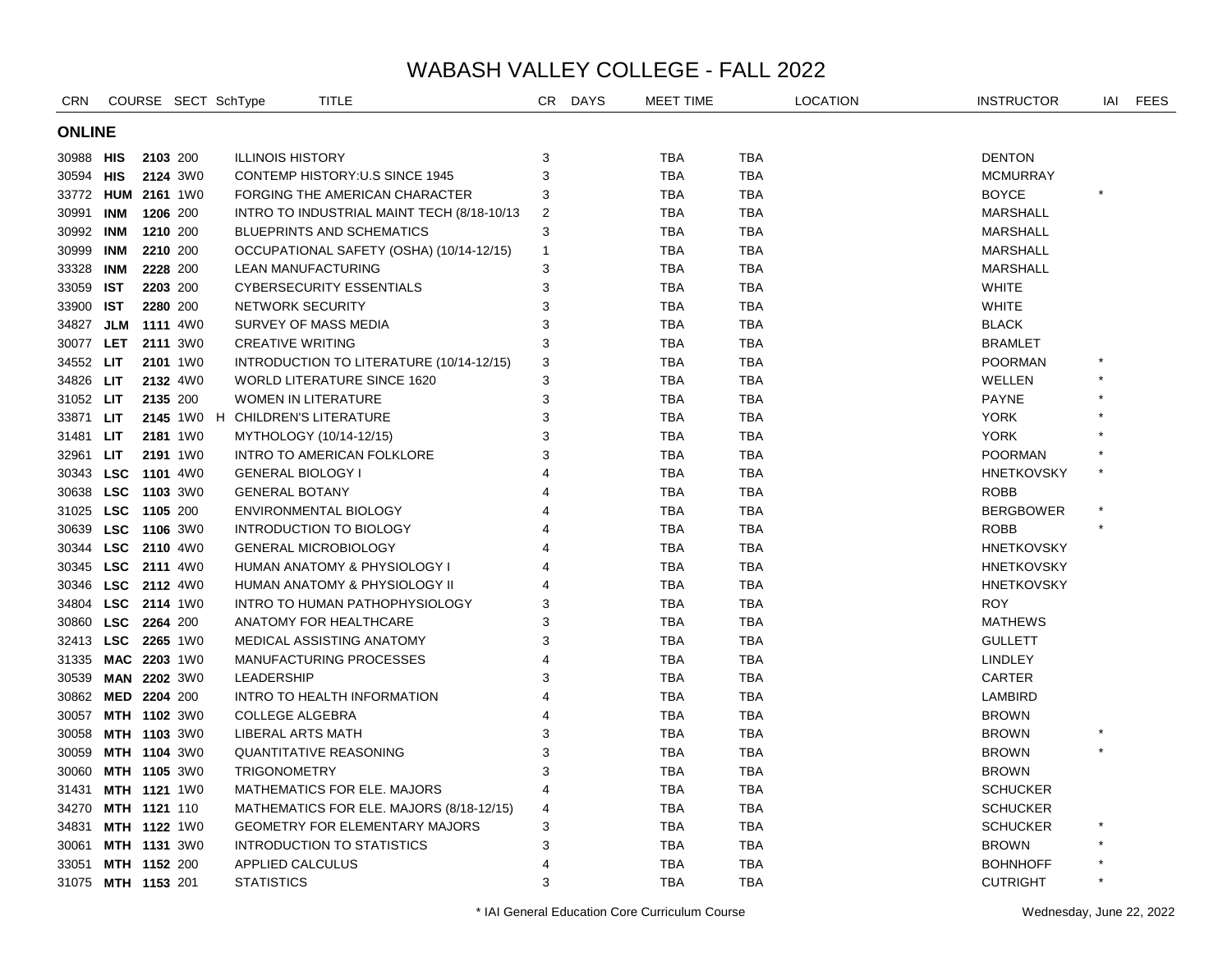# WABASH VALLEY COLLEGE - FALL 2022

| CRN | COURSE | | SECT | SchType | TITLE | CR | DAYS | MEET TIME | LOCATION | | INSTRUCTOR | IAI | FEES |
|---|---|---|---|---|---|---|---|---|---|---|---|---|---|

## ONLINE

| CRN | COURSE | | SECT | SchType | TITLE | CR | DAYS | MEET TIME | LOCATION | | INSTRUCTOR | IAI | FEES |
|---|---|---|---|---|---|---|---|---|---|---|---|---|---|
| 30988 | **HIS** | **2103** | 200 | | ILLINOIS HISTORY | 3 | | TBA | TBA | | DENTON | | |
| 30594 | **HIS** | **2124** | 3W0 | | CONTEMP HISTORY:U.S SINCE 1945 | 3 | | TBA | TBA | | MCMURRAY | | |
| 33772 | **HUM** | **2161** | 1W0 | | FORGING THE AMERICAN CHARACTER | 3 | | TBA | TBA | | BOYCE | * | |
| 30991 | **INM** | **1206** | 200 | | INTRO TO INDUSTRIAL MAINT TECH (8/18-10/13 | 2 | | TBA | TBA | | MARSHALL | | |
| 30992 | **INM** | **1210** | 200 | | BLUEPRINTS AND SCHEMATICS | 3 | | TBA | TBA | | MARSHALL | | |
| 30999 | **INM** | **2210** | 200 | | OCCUPATIONAL SAFETY (OSHA) (10/14-12/15) | 1 | | TBA | TBA | | MARSHALL | | |
| 33328 | **INM** | **2228** | 200 | | LEAN MANUFACTURING | 3 | | TBA | TBA | | MARSHALL | | |
| 33059 | **IST** | **2203** | 200 | | CYBERSECURITY ESSENTIALS | 3 | | TBA | TBA | | WHITE | | |
| 33900 | **IST** | **2280** | 200 | | NETWORK SECURITY | 3 | | TBA | TBA | | WHITE | | |
| 34827 | **JLM** | **1111** | 4W0 | | SURVEY OF MASS MEDIA | 3 | | TBA | TBA | | BLACK | | |
| 30077 | **LET** | **2111** | 3W0 | | CREATIVE WRITING | 3 | | TBA | TBA | | BRAMLET | | |
| 34552 | **LIT** | **2101** | 1W0 | | INTRODUCTION TO LITERATURE (10/14-12/15) | 3 | | TBA | TBA | | POORMAN | * | |
| 34826 | **LIT** | **2132** | 4W0 | | WORLD LITERATURE SINCE 1620 | 3 | | TBA | TBA | | WELLEN | * | |
| 31052 | **LIT** | **2135** | 200 | | WOMEN IN LITERATURE | 3 | | TBA | TBA | | PAYNE | * | |
| 33871 | **LIT** | **2145** | 1W0 | H | CHILDREN'S LITERATURE | 3 | | TBA | TBA | | YORK | * | |
| 31481 | **LIT** | **2181** | 1W0 | | MYTHOLOGY (10/14-12/15) | 3 | | TBA | TBA | | YORK | * | |
| 32961 | **LIT** | **2191** | 1W0 | | INTRO TO AMERICAN FOLKLORE | 3 | | TBA | TBA | | POORMAN | * | |
| 30343 | **LSC** | **1101** | 4W0 | | GENERAL BIOLOGY I | 4 | | TBA | TBA | | HNETKOVSKY | * | |
| 30638 | **LSC** | **1103** | 3W0 | | GENERAL BOTANY | 4 | | TBA | TBA | | ROBB | | |
| 31025 | **LSC** | **1105** | 200 | | ENVIRONMENTAL BIOLOGY | 4 | | TBA | TBA | | BERGBOWER | * | |
| 30639 | **LSC** | **1106** | 3W0 | | INTRODUCTION TO BIOLOGY | 4 | | TBA | TBA | | ROBB | * | |
| 30344 | **LSC** | **2110** | 4W0 | | GENERAL MICROBIOLOGY | 4 | | TBA | TBA | | HNETKOVSKY | | |
| 30345 | **LSC** | **2111** | 4W0 | | HUMAN ANATOMY & PHYSIOLOGY I | 4 | | TBA | TBA | | HNETKOVSKY | | |
| 30346 | **LSC** | **2112** | 4W0 | | HUMAN ANATOMY & PHYSIOLOGY II | 4 | | TBA | TBA | | HNETKOVSKY | | |
| 34804 | **LSC** | **2114** | 1W0 | | INTRO TO HUMAN PATHOPHYSIOLOGY | 3 | | TBA | TBA | | ROY | | |
| 30860 | **LSC** | **2264** | 200 | | ANATOMY FOR HEALTHCARE | 3 | | TBA | TBA | | MATHEWS | | |
| 32413 | **LSC** | **2265** | 1W0 | | MEDICAL ASSISTING ANATOMY | 3 | | TBA | TBA | | GULLETT | | |
| 31335 | **MAC** | **2203** | 1W0 | | MANUFACTURING PROCESSES | 4 | | TBA | TBA | | LINDLEY | | |
| 30539 | **MAN** | **2202** | 3W0 | | LEADERSHIP | 3 | | TBA | TBA | | CARTER | | |
| 30862 | **MED** | **2204** | 200 | | INTRO TO HEALTH INFORMATION | 4 | | TBA | TBA | | LAMBIRD | | |
| 30057 | **MTH** | **1102** | 3W0 | | COLLEGE ALGEBRA | 4 | | TBA | TBA | | BROWN | | |
| 30058 | **MTH** | **1103** | 3W0 | | LIBERAL ARTS MATH | 3 | | TBA | TBA | | BROWN | * | |
| 30059 | **MTH** | **1104** | 3W0 | | QUANTITATIVE REASONING | 3 | | TBA | TBA | | BROWN | * | |
| 30060 | **MTH** | **1105** | 3W0 | | TRIGONOMETRY | 3 | | TBA | TBA | | BROWN | | |
| 31431 | **MTH** | **1121** | 1W0 | | MATHEMATICS FOR ELE. MAJORS | 4 | | TBA | TBA | | SCHUCKER | | |
| 34270 | **MTH** | **1121** | 110 | | MATHEMATICS FOR ELE. MAJORS (8/18-12/15) | 4 | | TBA | TBA | | SCHUCKER | | |
| 34831 | **MTH** | **1122** | 1W0 | | GEOMETRY FOR ELEMENTARY MAJORS | 3 | | TBA | TBA | | SCHUCKER | * | |
| 30061 | **MTH** | **1131** | 3W0 | | INTRODUCTION TO STATISTICS | 3 | | TBA | TBA | | BROWN | * | |
| 33051 | **MTH** | **1152** | 200 | | APPLIED CALCULUS | 4 | | TBA | TBA | | BOHNHOFF | * | |
| 31075 | **MTH** | **1153** | 201 | | STATISTICS | 3 | | TBA | TBA | | CUTRIGHT | * | |

\* IAI General Education Core Curriculum Course

Wednesday, June 22, 2022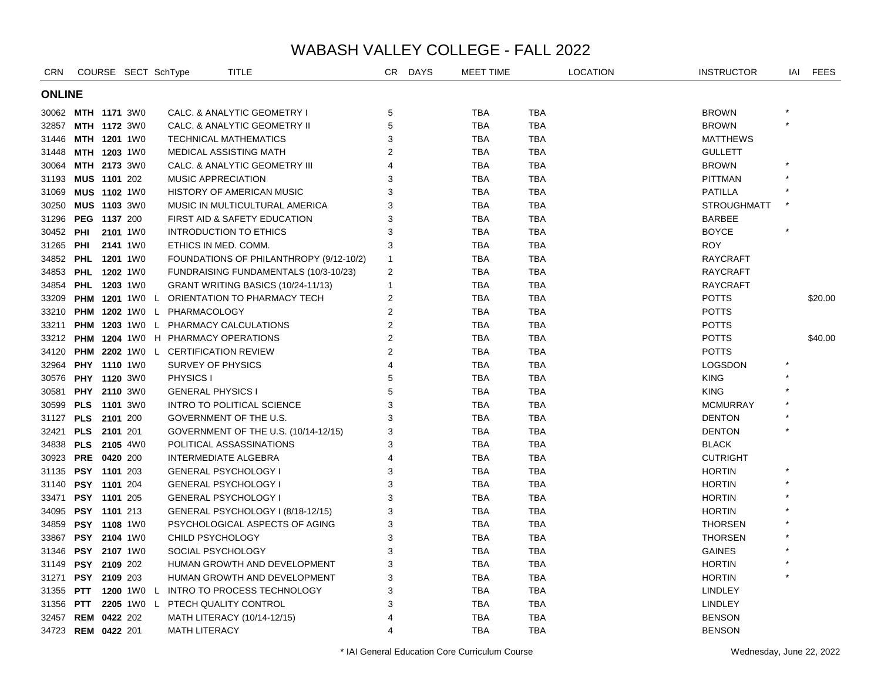# WABASH VALLEY COLLEGE - FALL 2022

## ONLINE

| CRN | COURSE | | SECT | SchType | TITLE | CR | DAYS | MEET TIME | LOCATION | INSTRUCTOR | IAI | FEES |
|---|---|---|---|---|---|---|---|---|---|---|---|---|
| 30062 | **MTH** | **1171** | 3W0 | | CALC. & ANALYTIC GEOMETRY I | 5 | | TBA | TBA | BROWN | * | |
| 32857 | **MTH** | **1172** | 3W0 | | CALC. & ANALYTIC GEOMETRY II | 5 | | TBA | TBA | BROWN | * | |
| 31446 | **MTH** | **1201** | 1W0 | | TECHNICAL MATHEMATICS | 3 | | TBA | TBA | MATTHEWS | | |
| 31448 | **MTH** | **1203** | 1W0 | | MEDICAL ASSISTING MATH | 2 | | TBA | TBA | GULLETT | | |
| 30064 | **MTH** | **2173** | 3W0 | | CALC. & ANALYTIC GEOMETRY III | 4 | | TBA | TBA | BROWN | * | |
| 31193 | **MUS** | **1101** | 202 | | MUSIC APPRECIATION | 3 | | TBA | TBA | PITTMAN | * | |
| 31069 | **MUS** | **1102** | 1W0 | | HISTORY OF AMERICAN MUSIC | 3 | | TBA | TBA | PATILLA | * | |
| 30250 | **MUS** | **1103** | 3W0 | | MUSIC IN MULTICULTURAL AMERICA | 3 | | TBA | TBA | STROUGHMATT | * | |
| 31296 | **PEG** | **1137** | 200 | | FIRST AID & SAFETY EDUCATION | 3 | | TBA | TBA | BARBEE | | |
| 30452 | **PHI** | **2101** | 1W0 | | INTRODUCTION TO ETHICS | 3 | | TBA | TBA | BOYCE | * | |
| 31265 | **PHI** | **2141** | 1W0 | | ETHICS IN MED. COMM. | 3 | | TBA | TBA | ROY | | |
| 34852 | **PHL** | **1201** | 1W0 | | FOUNDATIONS OF PHILANTHROPY (9/12-10/2) | 1 | | TBA | TBA | RAYCRAFT | | |
| 34853 | **PHL** | **1202** | 1W0 | | FUNDRAISING FUNDAMENTALS (10/3-10/23) | 2 | | TBA | TBA | RAYCRAFT | | |
| 34854 | **PHL** | **1203** | 1W0 | | GRANT WRITING BASICS (10/24-11/13) | 1 | | TBA | TBA | RAYCRAFT | | |
| 33209 | **PHM** | **1201** | 1W0 | L | ORIENTATION TO PHARMACY TECH | 2 | | TBA | TBA | POTTS | | $20.00 |
| 33210 | **PHM** | **1202** | 1W0 | L | PHARMACOLOGY | 2 | | TBA | TBA | POTTS | | |
| 33211 | **PHM** | **1203** | 1W0 | L | PHARMACY CALCULATIONS | 2 | | TBA | TBA | POTTS | | |
| 33212 | **PHM** | **1204** | 1W0 | H | PHARMACY OPERATIONS | 2 | | TBA | TBA | POTTS | | $40.00 |
| 34120 | **PHM** | **2202** | 1W0 | L | CERTIFICATION REVIEW | 2 | | TBA | TBA | POTTS | | |
| 32964 | **PHY** | **1110** | 1W0 | | SURVEY OF PHYSICS | 4 | | TBA | TBA | LOGSDON | * | |
| 30576 | **PHY** | **1120** | 3W0 | | PHYSICS I | 5 | | TBA | TBA | KING | * | |
| 30581 | **PHY** | **2110** | 3W0 | | GENERAL PHYSICS I | 5 | | TBA | TBA | KING | * | |
| 30599 | **PLS** | **1101** | 3W0 | | INTRO TO POLITICAL SCIENCE | 3 | | TBA | TBA | MCMURRAY | * | |
| 31127 | **PLS** | **2101** | 200 | | GOVERNMENT OF THE U.S. | 3 | | TBA | TBA | DENTON | * | |
| 32421 | **PLS** | **2101** | 201 | | GOVERNMENT OF THE U.S. (10/14-12/15) | 3 | | TBA | TBA | DENTON | * | |
| 34838 | **PLS** | **2105** | 4W0 | | POLITICAL ASSASSINATIONS | 3 | | TBA | TBA | BLACK | | |
| 30923 | **PRE** | **0420** | 200 | | INTERMEDIATE ALGEBRA | 4 | | TBA | TBA | CUTRIGHT | | |
| 31135 | **PSY** | **1101** | 203 | | GENERAL PSYCHOLOGY I | 3 | | TBA | TBA | HORTIN | * | |
| 31140 | **PSY** | **1101** | 204 | | GENERAL PSYCHOLOGY I | 3 | | TBA | TBA | HORTIN | * | |
| 33471 | **PSY** | **1101** | 205 | | GENERAL PSYCHOLOGY I | 3 | | TBA | TBA | HORTIN | * | |
| 34095 | **PSY** | **1101** | 213 | | GENERAL PSYCHOLOGY I (8/18-12/15) | 3 | | TBA | TBA | HORTIN | * | |
| 34859 | **PSY** | **1108** | 1W0 | | PSYCHOLOGICAL ASPECTS OF AGING | 3 | | TBA | TBA | THORSEN | * | |
| 33867 | **PSY** | **2104** | 1W0 | | CHILD PSYCHOLOGY | 3 | | TBA | TBA | THORSEN | * | |
| 31346 | **PSY** | **2107** | 1W0 | | SOCIAL PSYCHOLOGY | 3 | | TBA | TBA | GAINES | * | |
| 31149 | **PSY** | **2109** | 202 | | HUMAN GROWTH AND DEVELOPMENT | 3 | | TBA | TBA | HORTIN | * | |
| 31271 | **PSY** | **2109** | 203 | | HUMAN GROWTH AND DEVELOPMENT | 3 | | TBA | TBA | HORTIN | * | |
| 31355 | **PTT** | **1200** | 1W0 | L | INTRO TO PROCESS TECHNOLOGY | 3 | | TBA | TBA | LINDLEY | | |
| 31356 | **PTT** | **2205** | 1W0 | L | PTECH QUALITY CONTROL | 3 | | TBA | TBA | LINDLEY | | |
| 32457 | **REM** | **0422** | 202 | | MATH LITERACY (10/14-12/15) | 4 | | TBA | TBA | BENSON | | |
| 34723 | **REM** | **0422** | 201 | | MATH LITERACY | 4 | | TBA | TBA | BENSON | | |

\* IAI General Education Core Curriculum Course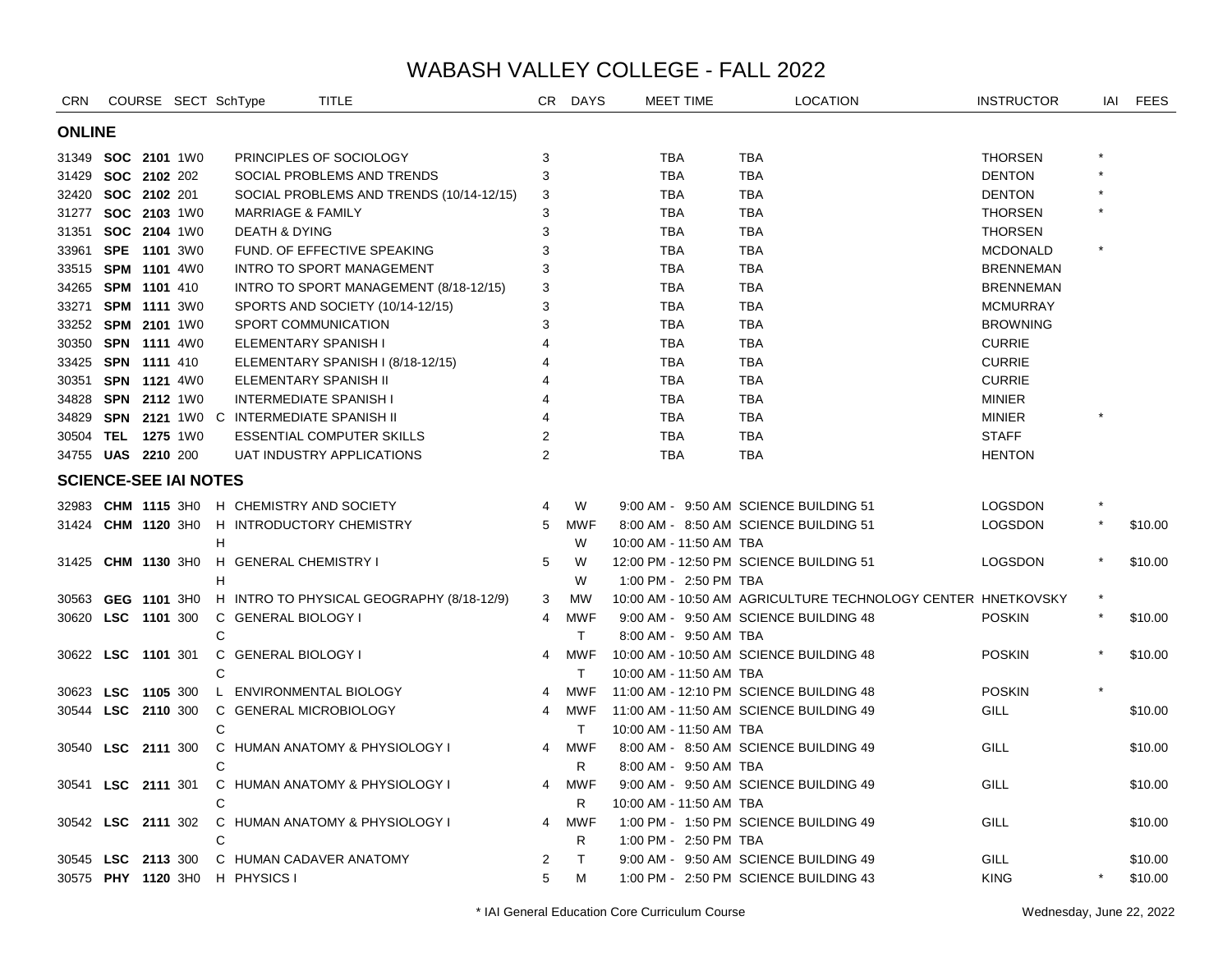# WABASH VALLEY COLLEGE - FALL 2022

| CRN | COURSE | | SECT | SchType | TITLE | CR | DAYS | MEET TIME | LOCATION | INSTRUCTOR | IAI | FEES |
|---|---|---|---|---|---|---|---|---|---|---|---|---|
| **ONLINE** | | | | | | | | | | | | |
| 31349 | **SOC** | **2101** | 1W0 | | PRINCIPLES OF SOCIOLOGY | 3 | | TBA | TBA | THORSEN | * | |
| 31429 | **SOC** | **2102** | 202 | | SOCIAL PROBLEMS AND TRENDS | 3 | | TBA | TBA | DENTON | * | |
| 32420 | **SOC** | **2102** | 201 | | SOCIAL PROBLEMS AND TRENDS (10/14-12/15) | 3 | | TBA | TBA | DENTON | * | |
| 31277 | **SOC** | **2103** | 1W0 | | MARRIAGE & FAMILY | 3 | | TBA | TBA | THORSEN | * | |
| 31351 | **SOC** | **2104** | 1W0 | | DEATH & DYING | 3 | | TBA | TBA | THORSEN | | |
| 33961 | **SPE** | **1101** | 3W0 | | FUND. OF EFFECTIVE SPEAKING | 3 | | TBA | TBA | MCDONALD | * | |
| 33515 | **SPM** | **1101** | 4W0 | | INTRO TO SPORT MANAGEMENT | 3 | | TBA | TBA | BRENNEMAN | | |
| 34265 | **SPM** | **1101** | 410 | | INTRO TO SPORT MANAGEMENT (8/18-12/15) | 3 | | TBA | TBA | BRENNEMAN | | |
| 33271 | **SPM** | **1111** | 3W0 | | SPORTS AND SOCIETY (10/14-12/15) | 3 | | TBA | TBA | MCMURRAY | | |
| 33252 | **SPM** | **2101** | 1W0 | | SPORT COMMUNICATION | 3 | | TBA | TBA | BROWNING | | |
| 30350 | **SPN** | **1111** | 4W0 | | ELEMENTARY SPANISH I | 4 | | TBA | TBA | CURRIE | | |
| 33425 | **SPN** | **1111** | 410 | | ELEMENTARY SPANISH I (8/18-12/15) | 4 | | TBA | TBA | CURRIE | | |
| 30351 | **SPN** | **1121** | 4W0 | | ELEMENTARY SPANISH II | 4 | | TBA | TBA | CURRIE | | |
| 34828 | **SPN** | **2112** | 1W0 | | INTERMEDIATE SPANISH I | 4 | | TBA | TBA | MINIER | | |
| 34829 | **SPN** | **2121** | 1W0 | C | INTERMEDIATE SPANISH II | 4 | | TBA | TBA | MINIER | * | |
| 30504 | **TEL** | **1275** | 1W0 | | ESSENTIAL COMPUTER SKILLS | 2 | | TBA | TBA | STAFF | | |
| 34755 | **UAS** | **2210** | 200 | | UAT INDUSTRY APPLICATIONS | 2 | | TBA | TBA | HENTON | | |
| **SCIENCE-SEE IAI NOTES** | | | | | | | | | | | | |
| 32983 | **CHM** | **1115** | 3H0 | H | CHEMISTRY AND SOCIETY | 4 | W | 9:00 AM - 9:50 AM | SCIENCE BUILDING 51 | LOGSDON | * | |
| 31424 | **CHM** | **1120** | 3H0 | H | INTRODUCTORY CHEMISTRY | 5 | MWF | 8:00 AM - 8:50 AM | SCIENCE BUILDING 51 | LOGSDON | * | $10.00 |
| | | | | H | | | W | 10:00 AM - 11:50 AM | TBA | | | |
| 31425 | **CHM** | **1130** | 3H0 | H | GENERAL CHEMISTRY I | 5 | W | 12:00 PM - 12:50 PM | SCIENCE BUILDING 51 | LOGSDON | * | $10.00 |
| | | | | H | | | W | 1:00 PM - 2:50 PM | TBA | | | |
| 30563 | **GEG** | **1101** | 3H0 | H | INTRO TO PHYSICAL GEOGRAPHY (8/18-12/9) | 3 | MW | 10:00 AM - 10:50 AM | AGRICULTURE TECHNOLOGY CENTER | HNETKOVSKY | * | |
| 30620 | **LSC** | **1101** | 300 | C | GENERAL BIOLOGY I | 4 | MWF | 9:00 AM - 9:50 AM | SCIENCE BUILDING 48 | POSKIN | * | $10.00 |
| | | | | C | | | T | 8:00 AM - 9:50 AM | TBA | | | |
| 30622 | **LSC** | **1101** | 301 | C | GENERAL BIOLOGY I | 4 | MWF | 10:00 AM - 10:50 AM | SCIENCE BUILDING 48 | POSKIN | * | $10.00 |
| | | | | C | | | T | 10:00 AM - 11:50 AM | TBA | | | |
| 30623 | **LSC** | **1105** | 300 | L | ENVIRONMENTAL BIOLOGY | 4 | MWF | 11:00 AM - 12:10 PM | SCIENCE BUILDING 48 | POSKIN | * | |
| 30544 | **LSC** | **2110** | 300 | C | GENERAL MICROBIOLOGY | 4 | MWF | 11:00 AM - 11:50 AM | SCIENCE BUILDING 49 | GILL | | $10.00 |
| | | | | C | | | T | 10:00 AM - 11:50 AM | TBA | | | |
| 30540 | **LSC** | **2111** | 300 | C | HUMAN ANATOMY & PHYSIOLOGY I | 4 | MWF | 8:00 AM - 8:50 AM | SCIENCE BUILDING 49 | GILL | | $10.00 |
| | | | | C | | | R | 8:00 AM - 9:50 AM | TBA | | | |
| 30541 | **LSC** | **2111** | 301 | C | HUMAN ANATOMY & PHYSIOLOGY I | 4 | MWF | 9:00 AM - 9:50 AM | SCIENCE BUILDING 49 | GILL | | $10.00 |
| | | | | C | | | R | 10:00 AM - 11:50 AM | TBA | | | |
| 30542 | **LSC** | **2111** | 302 | C | HUMAN ANATOMY & PHYSIOLOGY I | 4 | MWF | 1:00 PM - 1:50 PM | SCIENCE BUILDING 49 | GILL | | $10.00 |
| | | | | C | | | R | 1:00 PM - 2:50 PM | TBA | | | |
| 30545 | **LSC** | **2113** | 300 | C | HUMAN CADAVER ANATOMY | 2 | T | 9:00 AM - 9:50 AM | SCIENCE BUILDING 49 | GILL | | $10.00 |
| 30575 | **PHY** | **1120** | 3H0 | H | PHYSICS I | 5 | M | 1:00 PM - 2:50 PM | SCIENCE BUILDING 43 | KING | * | $10.00 |

* IAI General Education Core Curriculum Course

Wednesday, June 22, 2022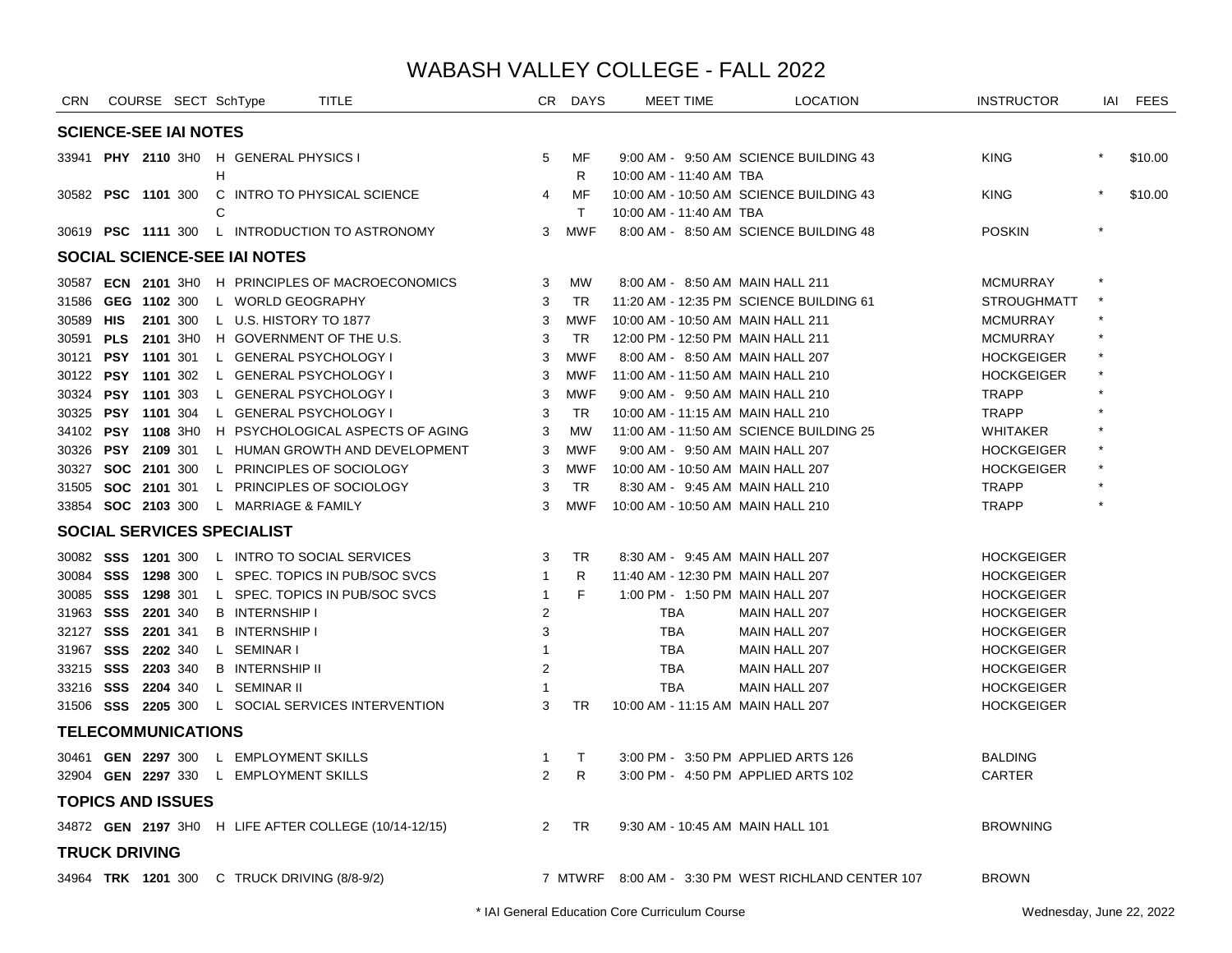# WABASH VALLEY COLLEGE - FALL 2022

| CRN | COURSE | SECT | SchType | TITLE | CR | DAYS | MEET TIME | LOCATION | INSTRUCTOR | IAI | FEES |
|---|---|---|---|---|---|---|---|---|---|---|---|
| **SCIENCE-SEE IAI NOTES** | | | | | | | | | | | |
| 33941 | **PHY 2110** | 3H0 | H | GENERAL PHYSICS I | 5 | MF | 9:00 AM - 9:50 AM | SCIENCE BUILDING 43 | KING | * | $10.00 |
| | | | H | | | R | 10:00 AM - 11:40 AM | TBA | | | |
| 30582 | **PSC 1101** | 300 | C | INTRO TO PHYSICAL SCIENCE | 4 | MF | 10:00 AM - 10:50 AM | SCIENCE BUILDING 43 | KING | * | $10.00 |
| | | | C | | | T | 10:00 AM - 11:40 AM | TBA | | | |
| 30619 | **PSC 1111** | 300 | L | INTRODUCTION TO ASTRONOMY | 3 | MWF | 8:00 AM - 8:50 AM | SCIENCE BUILDING 48 | POSKIN | * | |
| **SOCIAL SCIENCE-SEE IAI NOTES** | | | | | | | | | | | |
| 30587 | **ECN 2101** | 3H0 | H | PRINCIPLES OF MACROECONOMICS | 3 | MW | 8:00 AM - 8:50 AM | MAIN HALL 211 | MCMURRAY | * | |
| 31586 | **GEG 1102** | 300 | L | WORLD GEOGRAPHY | 3 | TR | 11:20 AM - 12:35 PM | SCIENCE BUILDING 61 | STROUGHMATT | * | |
| 30589 | **HIS 2101** | 300 | L | U.S. HISTORY TO 1877 | 3 | MWF | 10:00 AM - 10:50 AM | MAIN HALL 211 | MCMURRAY | * | |
| 30591 | **PLS 2101** | 3H0 | H | GOVERNMENT OF THE U.S. | 3 | TR | 12:00 PM - 12:50 PM | MAIN HALL 211 | MCMURRAY | * | |
| 30121 | **PSY 1101** | 301 | L | GENERAL PSYCHOLOGY I | 3 | MWF | 8:00 AM - 8:50 AM | MAIN HALL 207 | HOCKGEIGER | * | |
| 30122 | **PSY 1101** | 302 | L | GENERAL PSYCHOLOGY I | 3 | MWF | 11:00 AM - 11:50 AM | MAIN HALL 210 | HOCKGEIGER | * | |
| 30324 | **PSY 1101** | 303 | L | GENERAL PSYCHOLOGY I | 3 | MWF | 9:00 AM - 9:50 AM | MAIN HALL 210 | TRAPP | * | |
| 30325 | **PSY 1101** | 304 | L | GENERAL PSYCHOLOGY I | 3 | TR | 10:00 AM - 11:15 AM | MAIN HALL 210 | TRAPP | * | |
| 34102 | **PSY 1108** | 3H0 | H | PSYCHOLOGICAL ASPECTS OF AGING | 3 | MW | 11:00 AM - 11:50 AM | SCIENCE BUILDING 25 | WHITAKER | * | |
| 30326 | **PSY 2109** | 301 | L | HUMAN GROWTH AND DEVELOPMENT | 3 | MWF | 9:00 AM - 9:50 AM | MAIN HALL 207 | HOCKGEIGER | * | |
| 30327 | **SOC 2101** | 300 | L | PRINCIPLES OF SOCIOLOGY | 3 | MWF | 10:00 AM - 10:50 AM | MAIN HALL 207 | HOCKGEIGER | * | |
| 31505 | **SOC 2101** | 301 | L | PRINCIPLES OF SOCIOLOGY | 3 | TR | 8:30 AM - 9:45 AM | MAIN HALL 210 | TRAPP | * | |
| 33854 | **SOC 2103** | 300 | L | MARRIAGE & FAMILY | 3 | MWF | 10:00 AM - 10:50 AM | MAIN HALL 210 | TRAPP | * | |
| **SOCIAL SERVICES SPECIALIST** | | | | | | | | | | | |
| 30082 | **SSS 1201** | 300 | L | INTRO TO SOCIAL SERVICES | 3 | TR | 8:30 AM - 9:45 AM | MAIN HALL 207 | HOCKGEIGER | | |
| 30084 | **SSS 1298** | 300 | L | SPEC. TOPICS IN PUB/SOC SVCS | 1 | R | 11:40 AM - 12:30 PM | MAIN HALL 207 | HOCKGEIGER | | |
| 30085 | **SSS 1298** | 301 | L | SPEC. TOPICS IN PUB/SOC SVCS | 1 | F | 1:00 PM - 1:50 PM | MAIN HALL 207 | HOCKGEIGER | | |
| 31963 | **SSS 2201** | 340 | B | INTERNSHIP I | 2 | | TBA | MAIN HALL 207 | HOCKGEIGER | | |
| 32127 | **SSS 2201** | 341 | B | INTERNSHIP I | 3 | | TBA | MAIN HALL 207 | HOCKGEIGER | | |
| 31967 | **SSS 2202** | 340 | L | SEMINAR I | 1 | | TBA | MAIN HALL 207 | HOCKGEIGER | | |
| 33215 | **SSS 2203** | 340 | B | INTERNSHIP II | 2 | | TBA | MAIN HALL 207 | HOCKGEIGER | | |
| 33216 | **SSS 2204** | 340 | L | SEMINAR II | 1 | | TBA | MAIN HALL 207 | HOCKGEIGER | | |
| 31506 | **SSS 2205** | 300 | L | SOCIAL SERVICES INTERVENTION | 3 | TR | 10:00 AM - 11:15 AM | MAIN HALL 207 | HOCKGEIGER | | |
| **TELECOMMUNICATIONS** | | | | | | | | | | | |
| 30461 | **GEN 2297** | 300 | L | EMPLOYMENT SKILLS | 1 | T | 3:00 PM - 3:50 PM | APPLIED ARTS 126 | BALDING | | |
| 32904 | **GEN 2297** | 330 | L | EMPLOYMENT SKILLS | 2 | R | 3:00 PM - 4:50 PM | APPLIED ARTS 102 | CARTER | | |
| **TOPICS AND ISSUES** | | | | | | | | | | | |
| 34872 | **GEN 2197** | 3H0 | H | LIFE AFTER COLLEGE (10/14-12/15) | 2 | TR | 9:30 AM - 10:45 AM | MAIN HALL 101 | BROWNING | | |
| **TRUCK DRIVING** | | | | | | | | | | | |
| 34964 | **TRK 1201** | 300 | C | TRUCK DRIVING (8/8-9/2) | 7 | MTWRF | 8:00 AM - 3:30 PM | WEST RICHLAND CENTER 107 | BROWN | | |

* IAI General Education Core Curriculum Course

Wednesday, June 22, 2022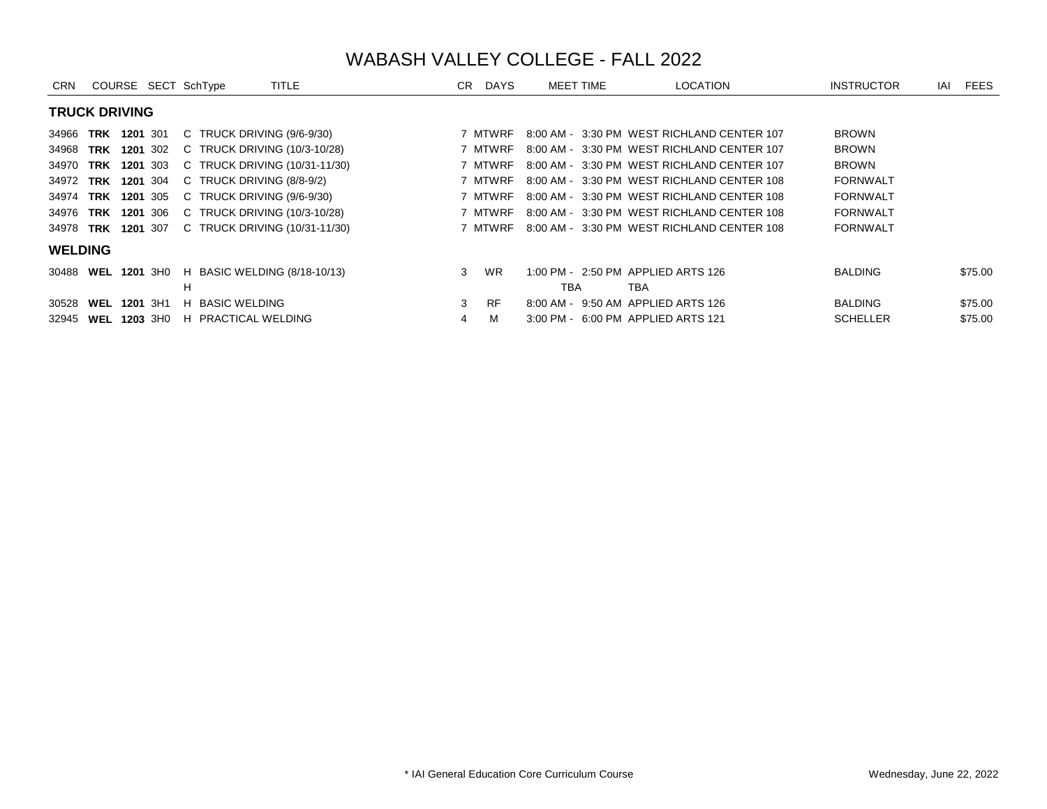# WABASH VALLEY COLLEGE - FALL 2022

| CRN | COURSE | | SECT | SchType | TITLE | CR | DAYS | MEET TIME | LOCATION | INSTRUCTOR | IAI | FEES |
|---|---|---|---|---|---|---|---|---|---|---|---|---|
| **TRUCK DRIVING** | | | | | | | | | | | | |
| 34966 | **TRK** | **1201** | 301 | C | TRUCK DRIVING (9/6-9/30) | 7 | MTWRF | 8:00 AM - 3:30 PM | WEST RICHLAND CENTER 107 | BROWN | | |
| 34968 | **TRK** | **1201** | 302 | C | TRUCK DRIVING (10/3-10/28) | 7 | MTWRF | 8:00 AM - 3:30 PM | WEST RICHLAND CENTER 107 | BROWN | | |
| 34970 | **TRK** | **1201** | 303 | C | TRUCK DRIVING (10/31-11/30) | 7 | MTWRF | 8:00 AM - 3:30 PM | WEST RICHLAND CENTER 107 | BROWN | | |
| 34972 | **TRK** | **1201** | 304 | C | TRUCK DRIVING (8/8-9/2) | 7 | MTWRF | 8:00 AM - 3:30 PM | WEST RICHLAND CENTER 108 | FORNWALT | | |
| 34974 | **TRK** | **1201** | 305 | C | TRUCK DRIVING (9/6-9/30) | 7 | MTWRF | 8:00 AM - 3:30 PM | WEST RICHLAND CENTER 108 | FORNWALT | | |
| 34976 | **TRK** | **1201** | 306 | C | TRUCK DRIVING (10/3-10/28) | 7 | MTWRF | 8:00 AM - 3:30 PM | WEST RICHLAND CENTER 108 | FORNWALT | | |
| 34978 | **TRK** | **1201** | 307 | C | TRUCK DRIVING (10/31-11/30) | 7 | MTWRF | 8:00 AM - 3:30 PM | WEST RICHLAND CENTER 108 | FORNWALT | | |
| **WELDING** | | | | | | | | | | | | |
| 30488 | **WEL** | **1201** | 3H0 | H | BASIC WELDING (8/18-10/13) | 3 | WR | 1:00 PM - 2:50 PM | APPLIED ARTS 126 | BALDING | | $75.00 |
| | | | | H | | | | TBA | TBA | | | |
| 30528 | **WEL** | **1201** | 3H1 | H | BASIC WELDING | 3 | RF | 8:00 AM - 9:50 AM | APPLIED ARTS 126 | BALDING | | $75.00 |
| 32945 | **WEL** | **1203** | 3H0 | H | PRACTICAL WELDING | 4 | M | 3:00 PM - 6:00 PM | APPLIED ARTS 121 | SCHELLER | | $75.00 |

* IAI General Education Core Curriculum Course

Wednesday, June 22, 2022